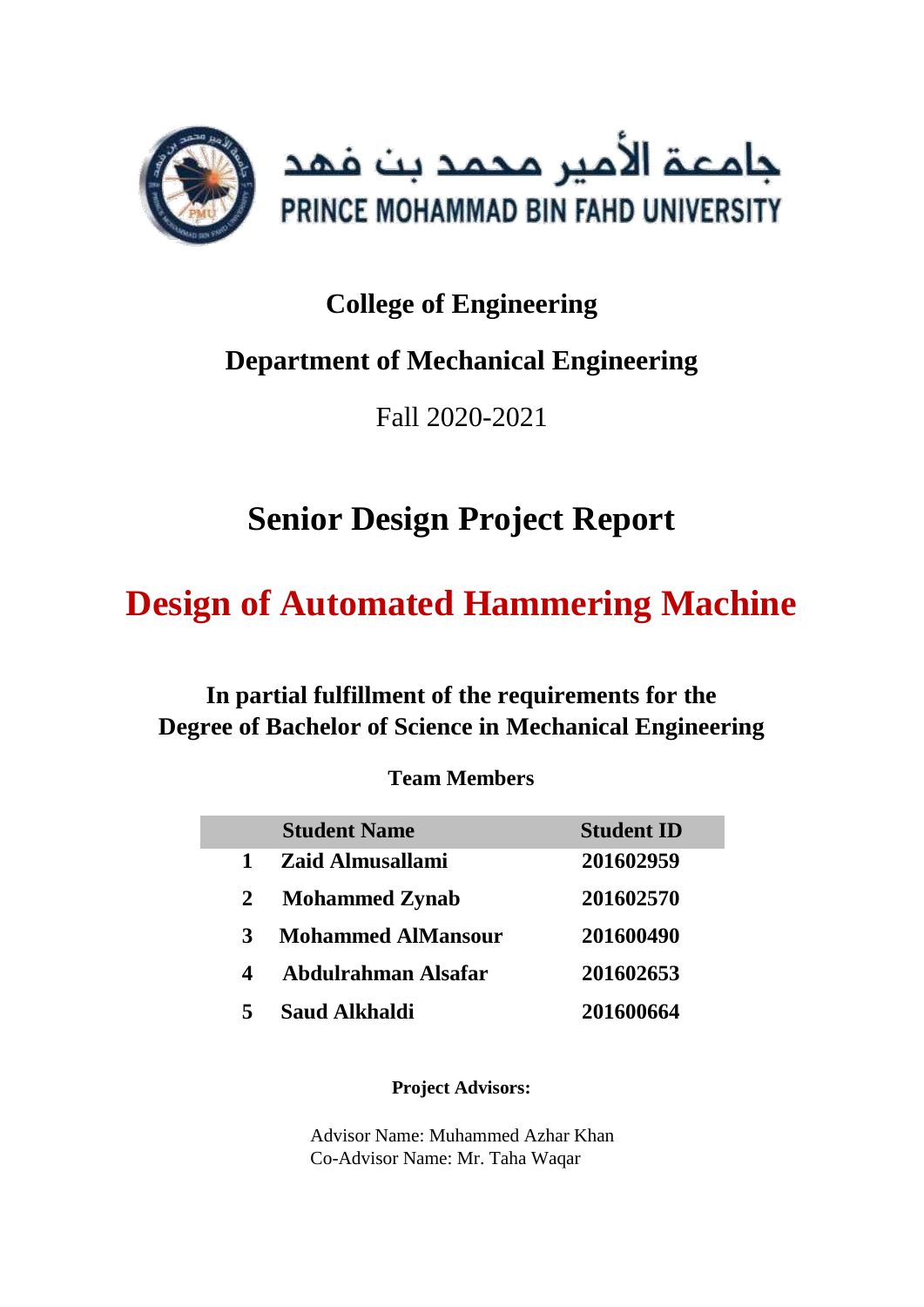جامعة الأمير محمد بن فهد

PRINCE MOHAMMAD BIN FAHD UNIVERSITY

**College of Engineering**

**Department of Mechanical Engineering**

Fall 2020-2021

# Senior Design Project Report

# Design of Automated Hammering Machine

**In partial fulfillment of the requirements for the Degree of Bachelor of Science in Mechanical Engineering**

**Team Members**

| | Student Name | Student ID |
|---|---|---|
| 1 | Zaid Almusallami | 201602959 |
| 2 | Mohammed Zynab | 201602570 |
| 3 | Mohammed AlMansour | 201600490 |
| 4 | Abdulrahman Alsafar | 201602653 |
| 5 | Saud Alkhaldi | 201600664 |

**Project Advisors:**

Advisor Name: Muhammed Azhar Khan
Co-Advisor Name: Mr. Taha Waqar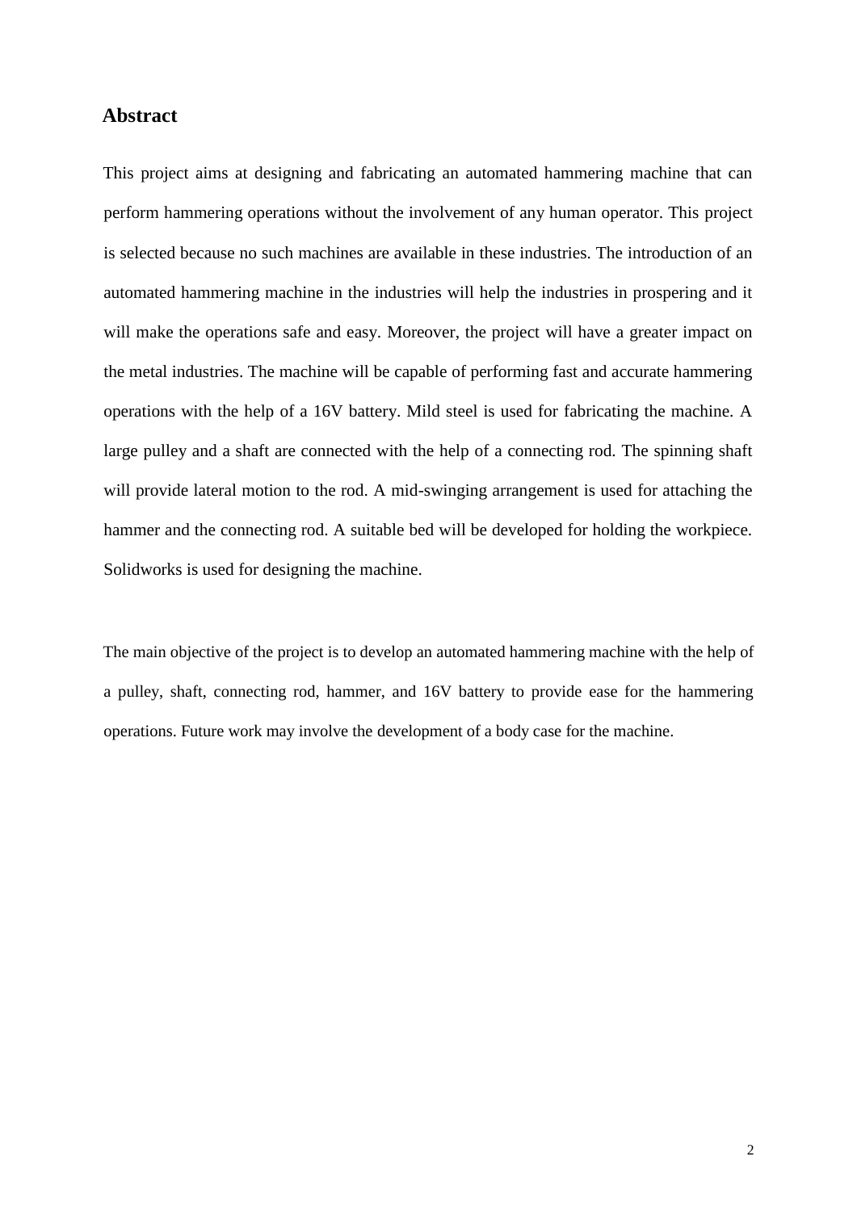## Abstract

This project aims at designing and fabricating an automated hammering machine that can perform hammering operations without the involvement of any human operator. This project is selected because no such machines are available in these industries. The introduction of an automated hammering machine in the industries will help the industries in prospering and it will make the operations safe and easy. Moreover, the project will have a greater impact on the metal industries. The machine will be capable of performing fast and accurate hammering operations with the help of a 16V battery. Mild steel is used for fabricating the machine. A large pulley and a shaft are connected with the help of a connecting rod. The spinning shaft will provide lateral motion to the rod. A mid-swinging arrangement is used for attaching the hammer and the connecting rod. A suitable bed will be developed for holding the workpiece. Solidworks is used for designing the machine.

The main objective of the project is to develop an automated hammering machine with the help of a pulley, shaft, connecting rod, hammer, and 16V battery to provide ease for the hammering operations. Future work may involve the development of a body case for the machine.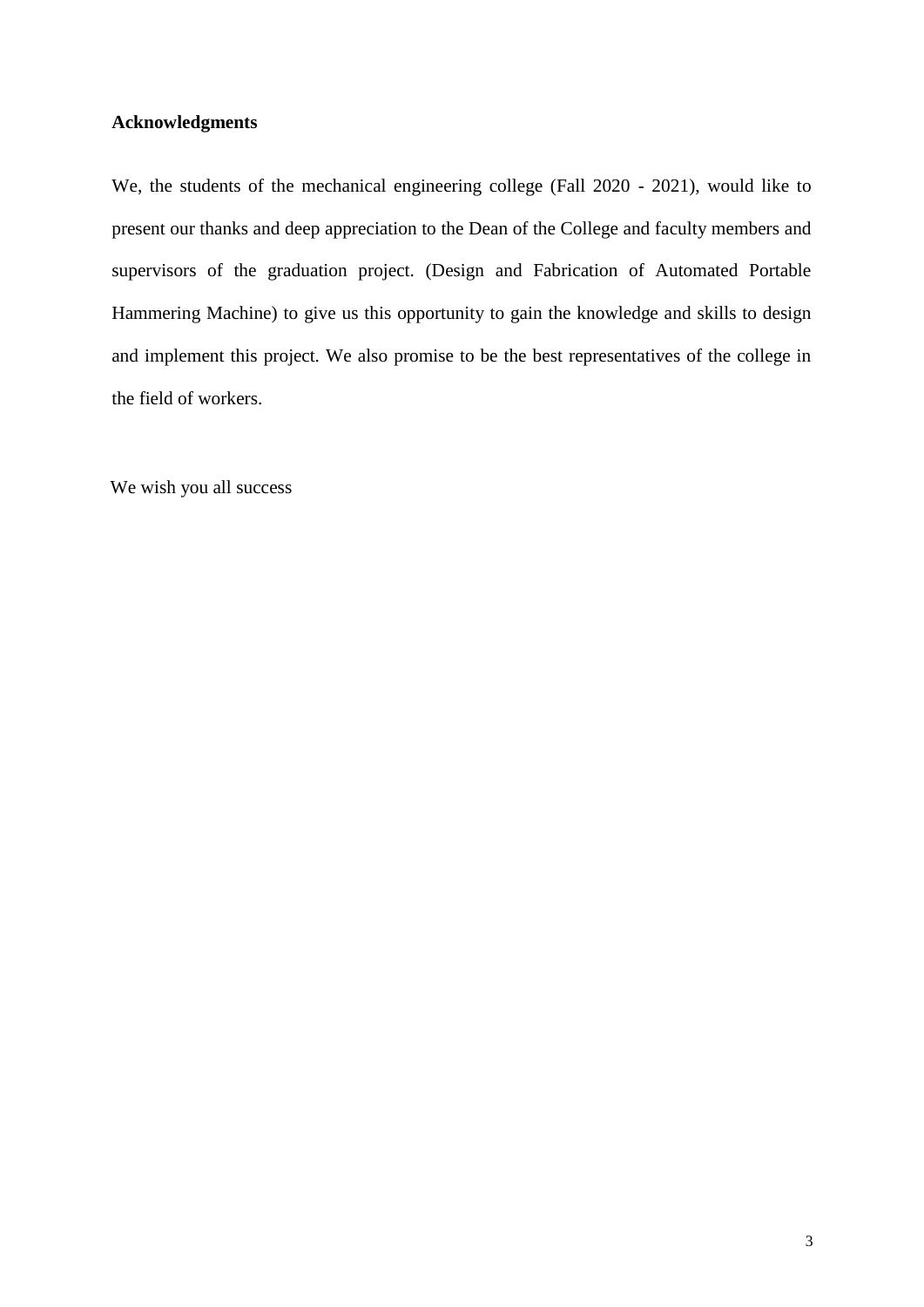**Acknowledgments**

We, the students of the mechanical engineering college (Fall 2020 - 2021), would like to present our thanks and deep appreciation to the Dean of the College and faculty members and supervisors of the graduation project. (Design and Fabrication of Automated Portable Hammering Machine) to give us this opportunity to gain the knowledge and skills to design and implement this project. We also promise to be the best representatives of the college in the field of workers.

We wish you all success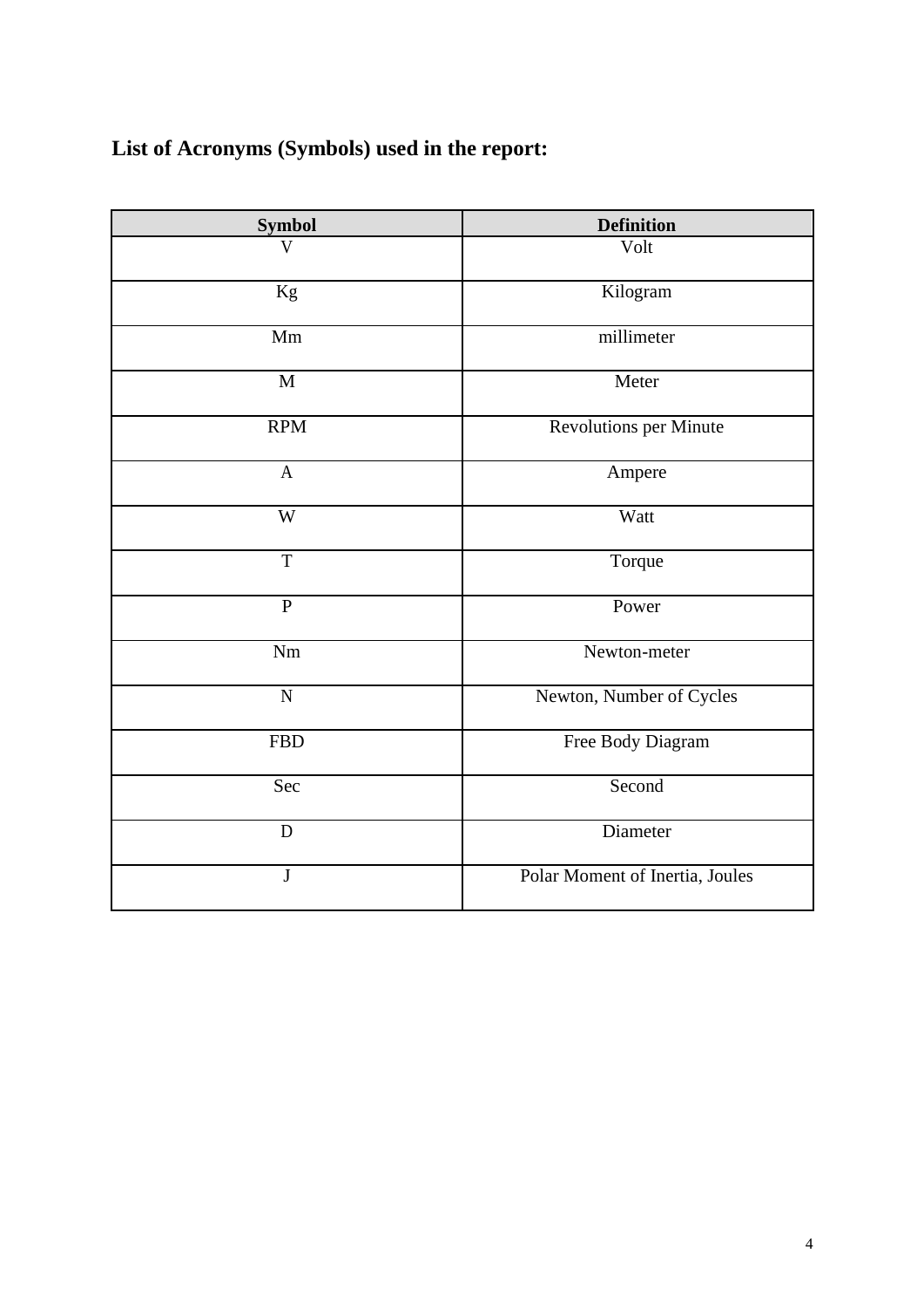**List of Acronyms (Symbols) used in the report:**

| Symbol | Definition |
|---|---|
| V | Volt |
| Kg | Kilogram |
| Mm | millimeter |
| M | Meter |
| RPM | Revolutions per Minute |
| A | Ampere |
| W | Watt |
| T | Torque |
| P | Power |
| Nm | Newton-meter |
| N | Newton, Number of Cycles |
| FBD | Free Body Diagram |
| Sec | Second |
| D | Diameter |
| J | Polar Moment of Inertia, Joules |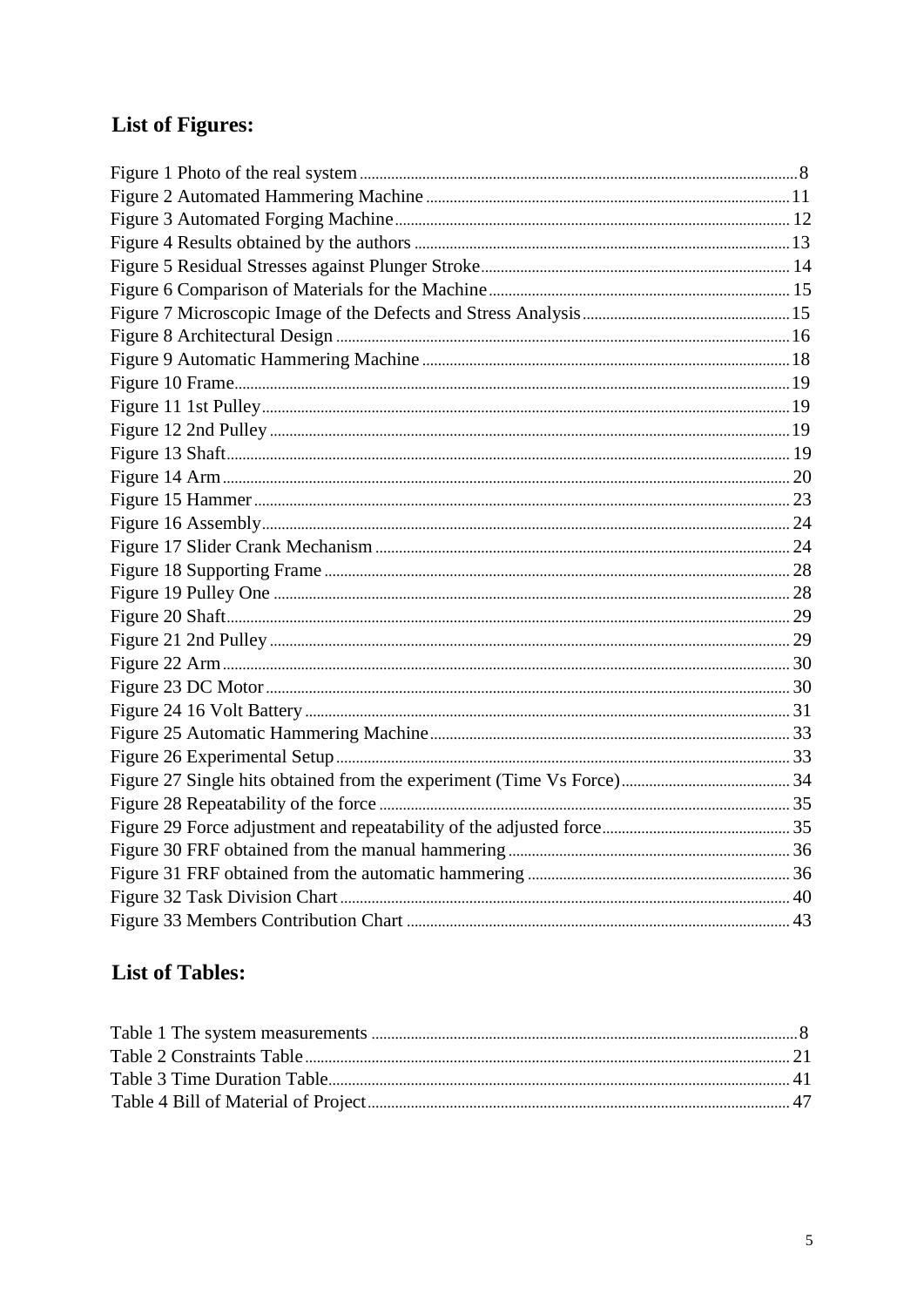## List of Figures:

Figure 1 Photo of the real system ........ 8
Figure 2 Automated Hammering Machine ........ 11
Figure 3 Automated Forging Machine ........ 12
Figure 4 Results obtained by the authors ........ 13
Figure 5 Residual Stresses against Plunger Stroke ........ 14
Figure 6 Comparison of Materials for the Machine ........ 15
Figure 7 Microscopic Image of the Defects and Stress Analysis ........ 15
Figure 8 Architectural Design ........ 16
Figure 9 Automatic Hammering Machine ........ 18
Figure 10 Frame ........ 19
Figure 11 1st Pulley ........ 19
Figure 12 2nd Pulley ........ 19
Figure 13 Shaft ........ 19
Figure 14 Arm ........ 20
Figure 15 Hammer ........ 23
Figure 16 Assembly ........ 24
Figure 17 Slider Crank Mechanism ........ 24
Figure 18 Supporting Frame ........ 28
Figure 19 Pulley One ........ 28
Figure 20 Shaft ........ 29
Figure 21 2nd Pulley ........ 29
Figure 22 Arm ........ 30
Figure 23 DC Motor ........ 30
Figure 24 16 Volt Battery ........ 31
Figure 25 Automatic Hammering Machine ........ 33
Figure 26 Experimental Setup ........ 33
Figure 27 Single hits obtained from the experiment (Time Vs Force) ........ 34
Figure 28 Repeatability of the force ........ 35
Figure 29 Force adjustment and repeatability of the adjusted force ........ 35
Figure 30 FRF obtained from the manual hammering ........ 36
Figure 31 FRF obtained from the automatic hammering ........ 36
Figure 32 Task Division Chart ........ 40
Figure 33 Members Contribution Chart ........ 43

## List of Tables:

Table 1 The system measurements ........ 8
Table 2 Constraints Table ........ 21
Table 3 Time Duration Table ........ 41
Table 4 Bill of Material of Project ........ 47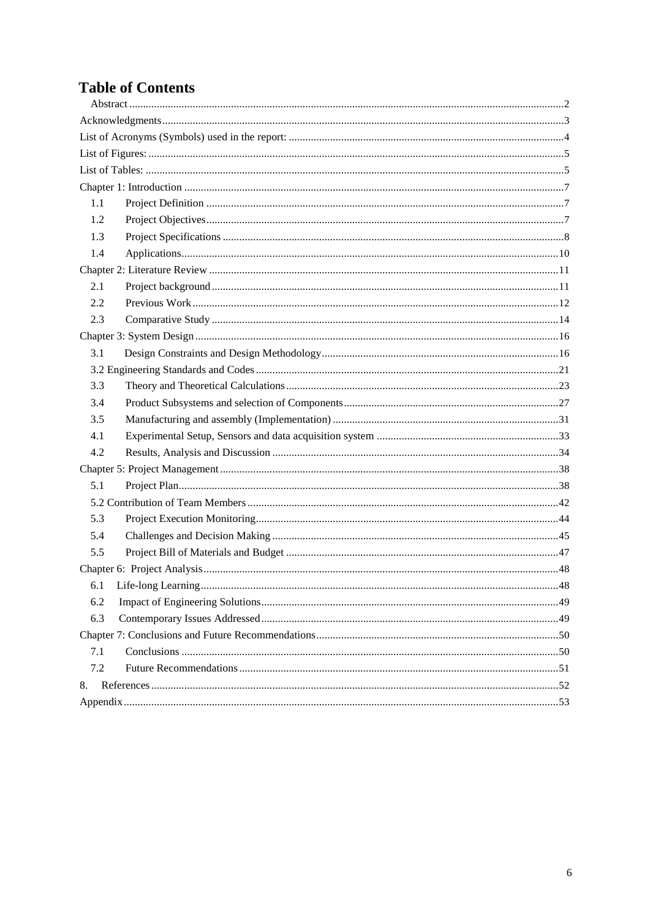# Table of Contents

Abstract .....2

Acknowledgments .....3

List of Acronyms (Symbols) used in the report: .....4

List of Figures: .....5

List of Tables: .....5

Chapter 1: Introduction .....7

- 1.1 Project Definition .....7
- 1.2 Project Objectives .....7
- 1.3 Project Specifications .....8
- 1.4 Applications .....10

Chapter 2: Literature Review .....11

- 2.1 Project background .....11
- 2.2 Previous Work .....12
- 2.3 Comparative Study .....14

Chapter 3: System Design .....16

- 3.1 Design Constraints and Design Methodology .....16
- 3.2 Engineering Standards and Codes .....21
- 3.3 Theory and Theoretical Calculations .....23
- 3.4 Product Subsystems and selection of Components .....27
- 3.5 Manufacturing and assembly (Implementation) .....31
- 4.1 Experimental Setup, Sensors and data acquisition system .....33
- 4.2 Results, Analysis and Discussion .....34

Chapter 5: Project Management .....38

- 5.1 Project Plan .....38
- 5.2 Contribution of Team Members .....42
- 5.3 Project Execution Monitoring .....44
- 5.4 Challenges and Decision Making .....45
- 5.5 Project Bill of Materials and Budget .....47

Chapter 6: Project Analysis .....48

- 6.1 Life-long Learning .....48
- 6.2 Impact of Engineering Solutions .....49
- 6.3 Contemporary Issues Addressed .....49

Chapter 7: Conclusions and Future Recommendations .....50

- 7.1 Conclusions .....50
- 7.2 Future Recommendations .....51

8. References .....52

Appendix .....53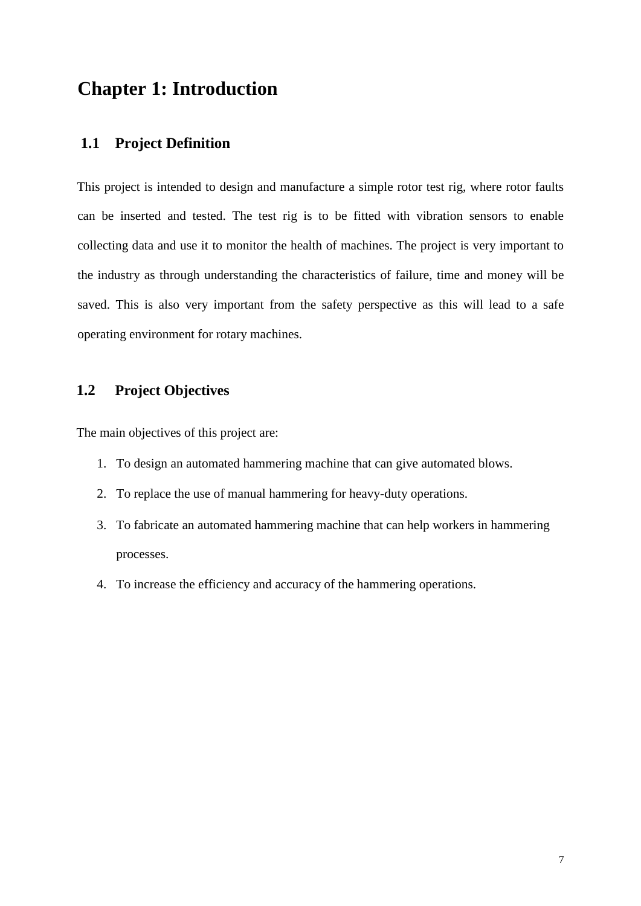# Chapter 1: Introduction

## 1.1 Project Definition

This project is intended to design and manufacture a simple rotor test rig, where rotor faults can be inserted and tested. The test rig is to be fitted with vibration sensors to enable collecting data and use it to monitor the health of machines. The project is very important to the industry as through understanding the characteristics of failure, time and money will be saved. This is also very important from the safety perspective as this will lead to a safe operating environment for rotary machines.

## 1.2 Project Objectives

The main objectives of this project are:

1. To design an automated hammering machine that can give automated blows.
2. To replace the use of manual hammering for heavy-duty operations.
3. To fabricate an automated hammering machine that can help workers in hammering processes.
4. To increase the efficiency and accuracy of the hammering operations.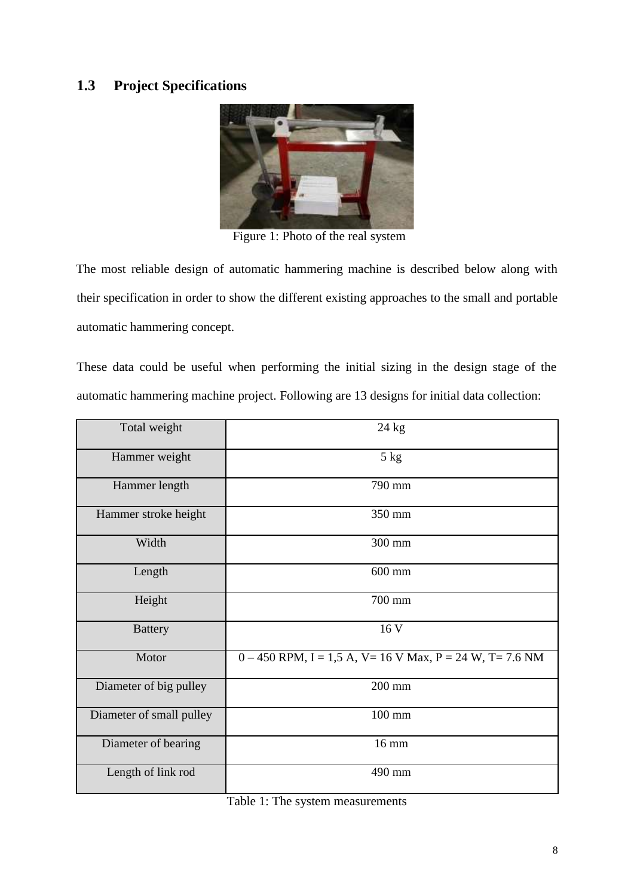## 1.3 Project Specifications

Figure 1: Photo of the real system

The most reliable design of automatic hammering machine is described below along with their specification in order to show the different existing approaches to the small and portable automatic hammering concept.

These data could be useful when performing the initial sizing in the design stage of the automatic hammering machine project. Following are 13 designs for initial data collection:

| | |
|---|---|
| Total weight | 24 kg |
| Hammer weight | 5 kg |
| Hammer length | 790 mm |
| Hammer stroke height | 350 mm |
| Width | 300 mm |
| Length | 600 mm |
| Height | 700 mm |
| Battery | 16 V |
| Motor | 0 – 450 RPM, I = 1,5 A, V= 16 V Max, P = 24 W, T= 7.6 NM |
| Diameter of big pulley | 200 mm |
| Diameter of small pulley | 100 mm |
| Diameter of bearing | 16 mm |
| Length of link rod | 490 mm |

Table 1: The system measurements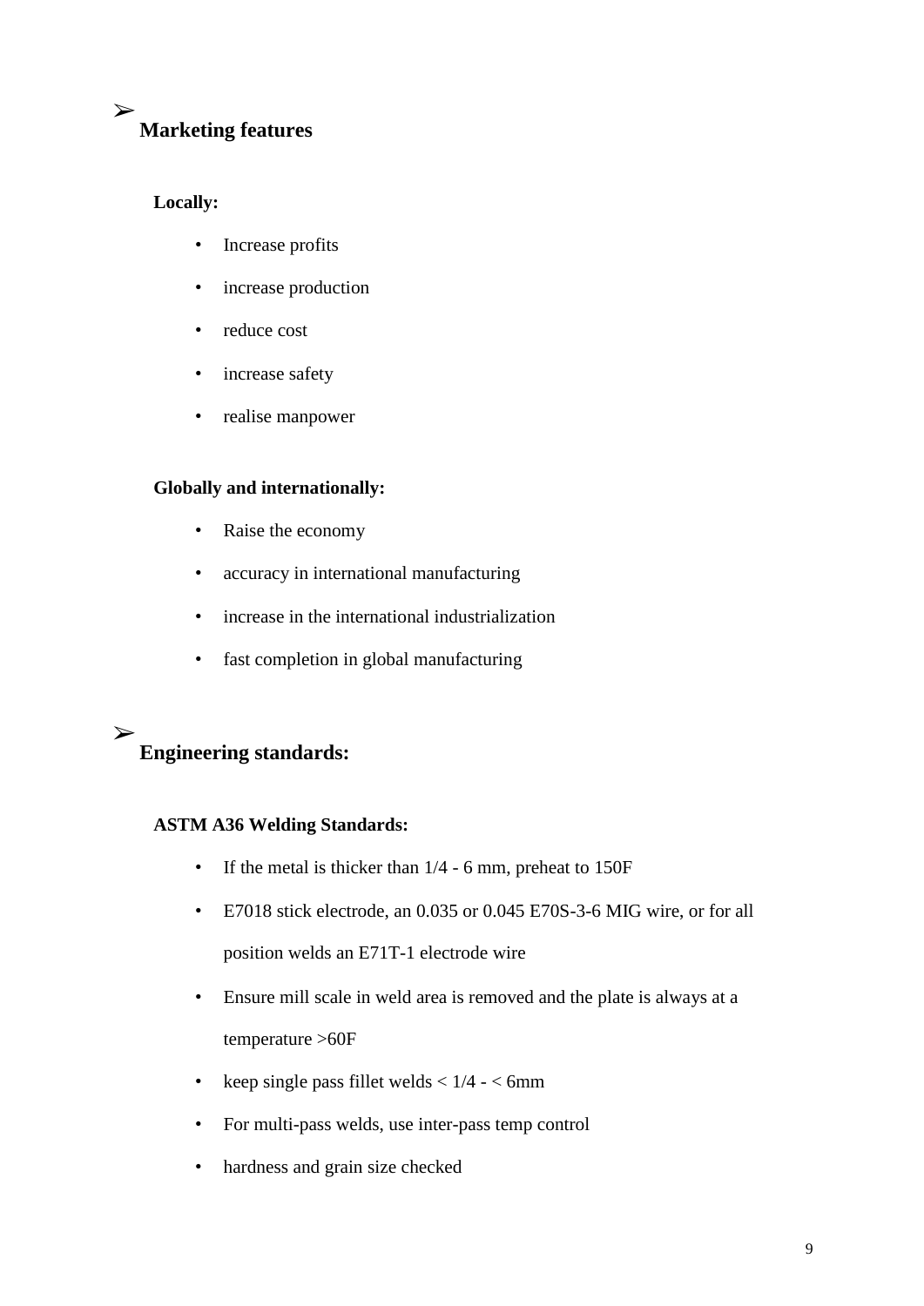## ➢ Marketing features

**Locally:**

- Increase profits
- increase production
- reduce cost
- increase safety
- realise manpower

**Globally and internationally:**

- Raise the economy
- accuracy in international manufacturing
- increase in the international industrialization
- fast completion in global manufacturing

## ➢ Engineering standards:

**ASTM A36 Welding Standards:**

- If the metal is thicker than 1/4 - 6 mm, preheat to 150F
- E7018 stick electrode, an 0.035 or 0.045 E70S-3-6 MIG wire, or for all position welds an E71T-1 electrode wire
- Ensure mill scale in weld area is removed and the plate is always at a temperature >60F
- keep single pass fillet welds < 1/4 - < 6mm
- For multi-pass welds, use inter-pass temp control
- hardness and grain size checked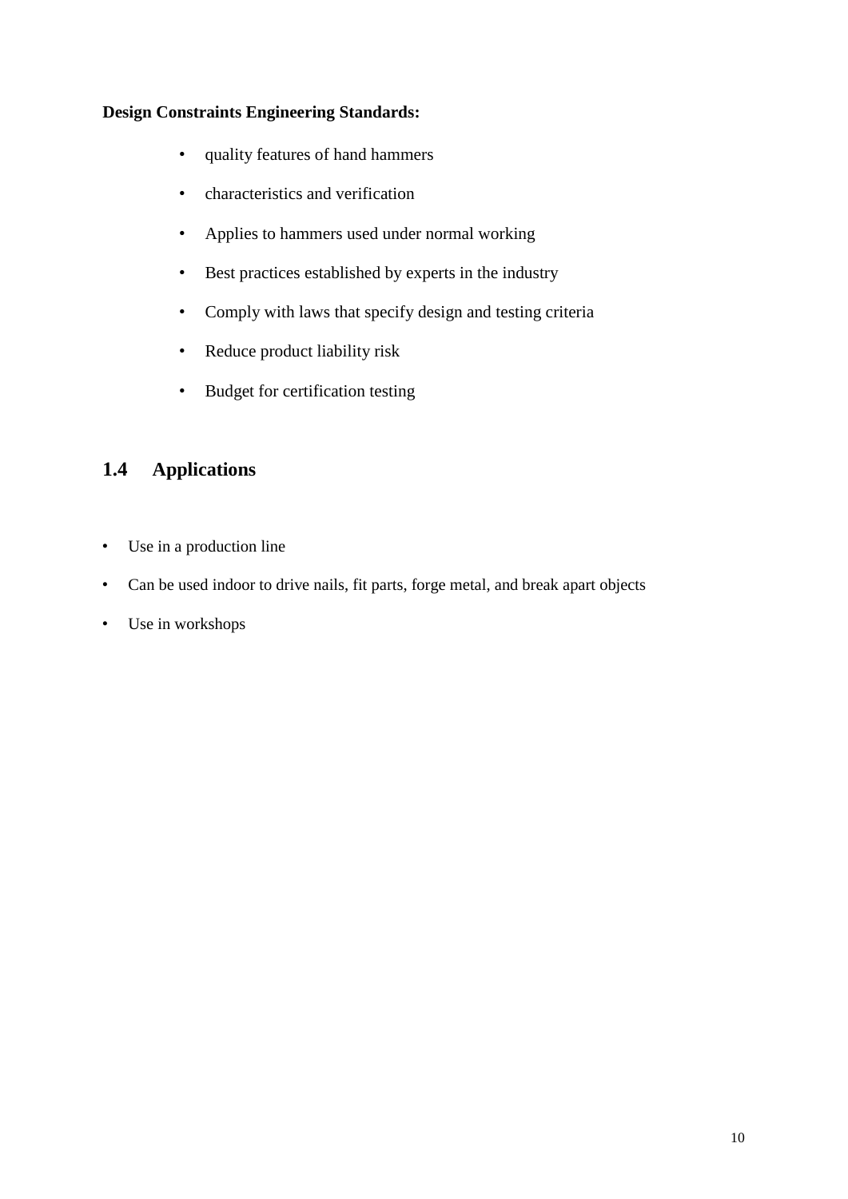**Design Constraints Engineering Standards:**

- quality features of hand hammers
- characteristics and verification
- Applies to hammers used under normal working
- Best practices established by experts in the industry
- Comply with laws that specify design and testing criteria
- Reduce product liability risk
- Budget for certification testing

## 1.4 Applications

- Use in a production line
- Can be used indoor to drive nails, fit parts, forge metal, and break apart objects
- Use in workshops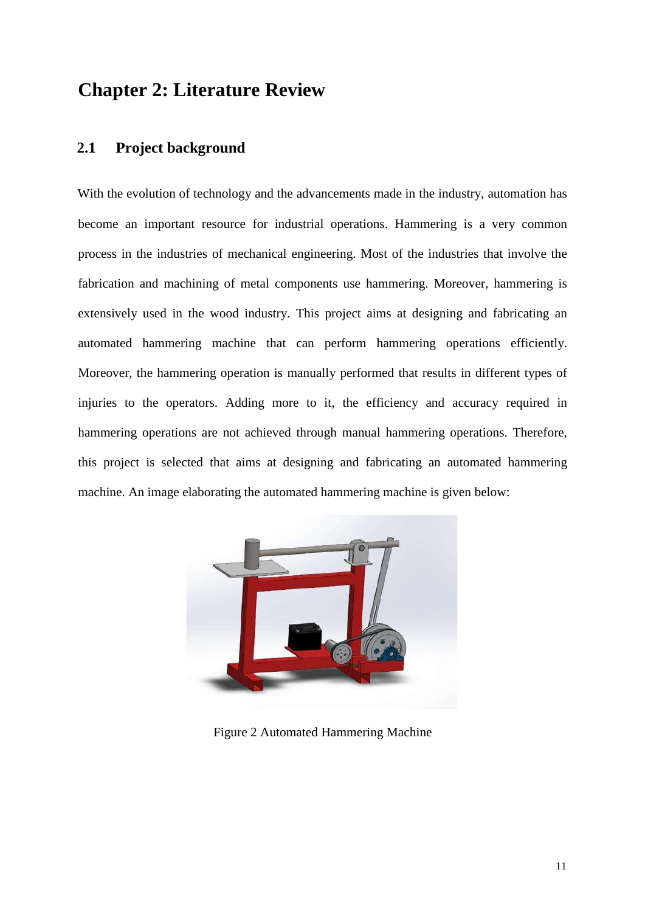# Chapter 2: Literature Review

## 2.1 Project background

With the evolution of technology and the advancements made in the industry, automation has become an important resource for industrial operations. Hammering is a very common process in the industries of mechanical engineering. Most of the industries that involve the fabrication and machining of metal components use hammering. Moreover, hammering is extensively used in the wood industry. This project aims at designing and fabricating an automated hammering machine that can perform hammering operations efficiently. Moreover, the hammering operation is manually performed that results in different types of injuries to the operators. Adding more to it, the efficiency and accuracy required in hammering operations are not achieved through manual hammering operations. Therefore, this project is selected that aims at designing and fabricating an automated hammering machine. An image elaborating the automated hammering machine is given below:

Figure 2 Automated Hammering Machine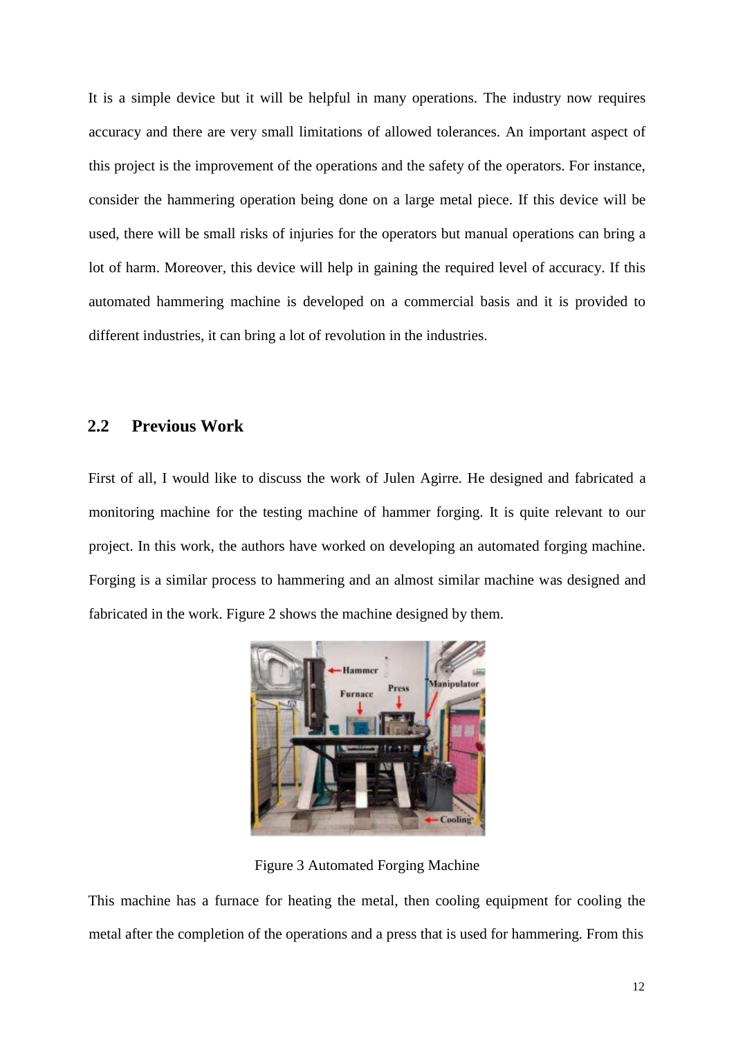It is a simple device but it will be helpful in many operations. The industry now requires accuracy and there are very small limitations of allowed tolerances. An important aspect of this project is the improvement of the operations and the safety of the operators. For instance, consider the hammering operation being done on a large metal piece. If this device will be used, there will be small risks of injuries for the operators but manual operations can bring a lot of harm. Moreover, this device will help in gaining the required level of accuracy. If this automated hammering machine is developed on a commercial basis and it is provided to different industries, it can bring a lot of revolution in the industries.

## 2.2 Previous Work

First of all, I would like to discuss the work of Julen Agirre. He designed and fabricated a monitoring machine for the testing machine of hammer forging. It is quite relevant to our project. In this work, the authors have worked on developing an automated forging machine. Forging is a similar process to hammering and an almost similar machine was designed and fabricated in the work. Figure 2 shows the machine designed by them.

Figure 3 Automated Forging Machine

This machine has a furnace for heating the metal, then cooling equipment for cooling the metal after the completion of the operations and a press that is used for hammering. From this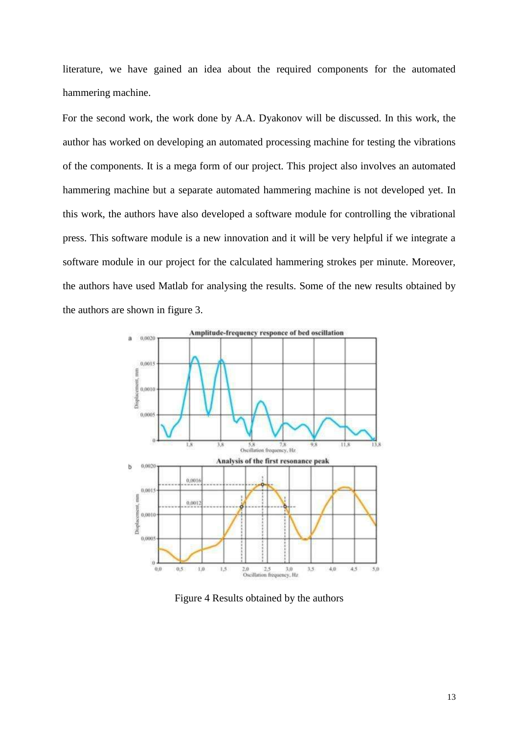literature, we have gained an idea about the required components for the automated hammering machine.

For the second work, the work done by A.A. Dyakonov will be discussed. In this work, the author has worked on developing an automated processing machine for testing the vibrations of the components. It is a mega form of our project. This project also involves an automated hammering machine but a separate automated hammering machine is not developed yet. In this work, the authors have also developed a software module for controlling the vibrational press. This software module is a new innovation and it will be very helpful if we integrate a software module in our project for the calculated hammering strokes per minute. Moreover, the authors have used Matlab for analysing the results. Some of the new results obtained by the authors are shown in figure 3.

Figure 4 Results obtained by the authors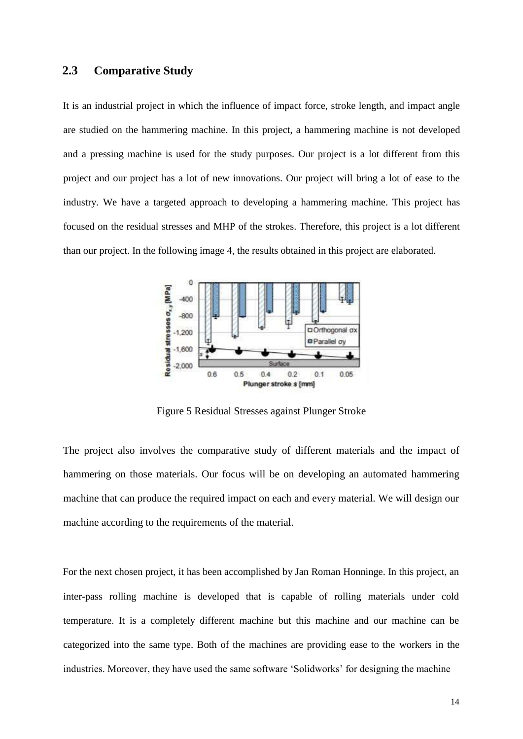## 2.3 Comparative Study

It is an industrial project in which the influence of impact force, stroke length, and impact angle are studied on the hammering machine. In this project, a hammering machine is not developed and a pressing machine is used for the study purposes. Our project is a lot different from this project and our project has a lot of new innovations. Our project will bring a lot of ease to the industry. We have a targeted approach to developing a hammering machine. This project has focused on the residual stresses and MHP of the strokes. Therefore, this project is a lot different than our project. In the following image 4, the results obtained in this project are elaborated.

Figure 5 Residual Stresses against Plunger Stroke

The project also involves the comparative study of different materials and the impact of hammering on those materials. Our focus will be on developing an automated hammering machine that can produce the required impact on each and every material. We will design our machine according to the requirements of the material.

For the next chosen project, it has been accomplished by Jan Roman Honninge. In this project, an inter-pass rolling machine is developed that is capable of rolling materials under cold temperature. It is a completely different machine but this machine and our machine can be categorized into the same type. Both of the machines are providing ease to the workers in the industries. Moreover, they have used the same software 'Solidworks' for designing the machine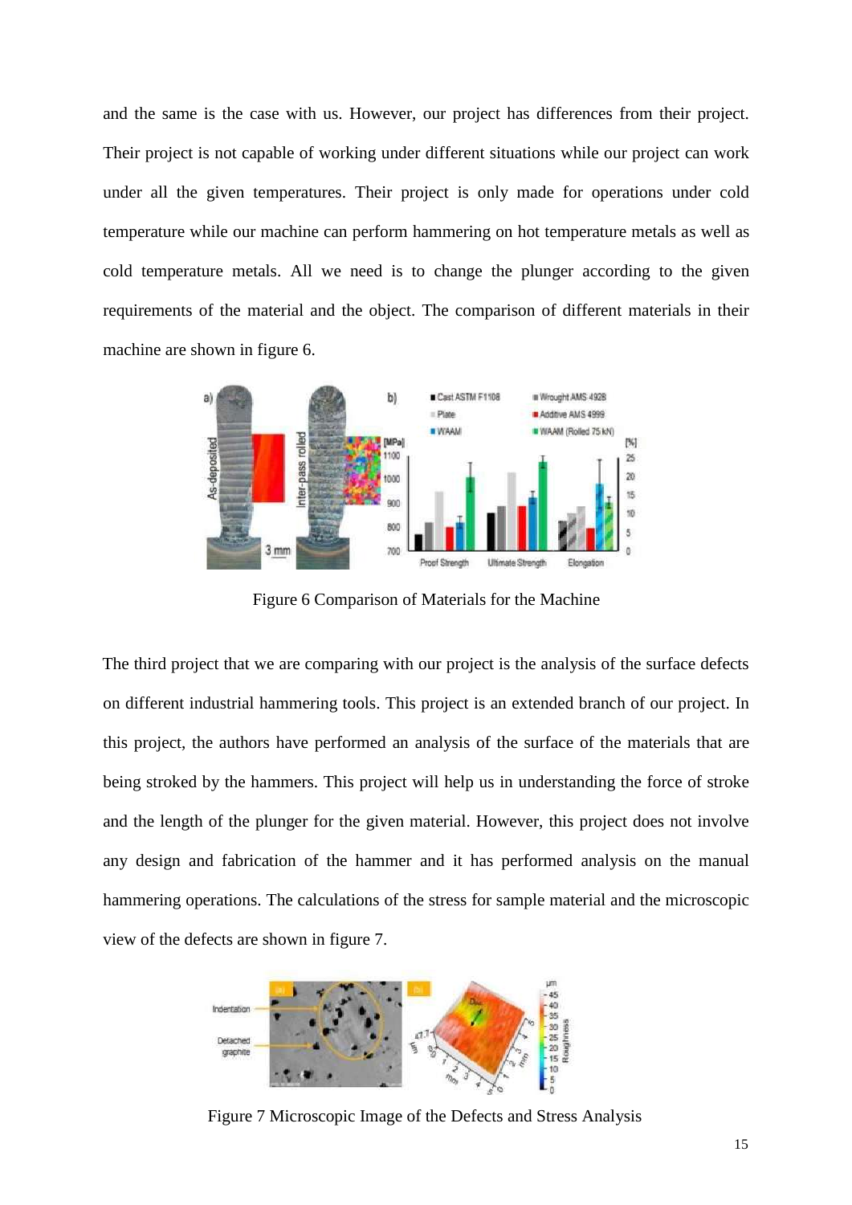and the same is the case with us. However, our project has differences from their project. Their project is not capable of working under different situations while our project can work under all the given temperatures. Their project is only made for operations under cold temperature while our machine can perform hammering on hot temperature metals as well as cold temperature metals. All we need is to change the plunger according to the given requirements of the material and the object. The comparison of different materials in their machine are shown in figure 6.

Figure 6 Comparison of Materials for the Machine

The third project that we are comparing with our project is the analysis of the surface defects on different industrial hammering tools. This project is an extended branch of our project. In this project, the authors have performed an analysis of the surface of the materials that are being stroked by the hammers. This project will help us in understanding the force of stroke and the length of the plunger for the given material. However, this project does not involve any design and fabrication of the hammer and it has performed analysis on the manual hammering operations. The calculations of the stress for sample material and the microscopic view of the defects are shown in figure 7.

Figure 7 Microscopic Image of the Defects and Stress Analysis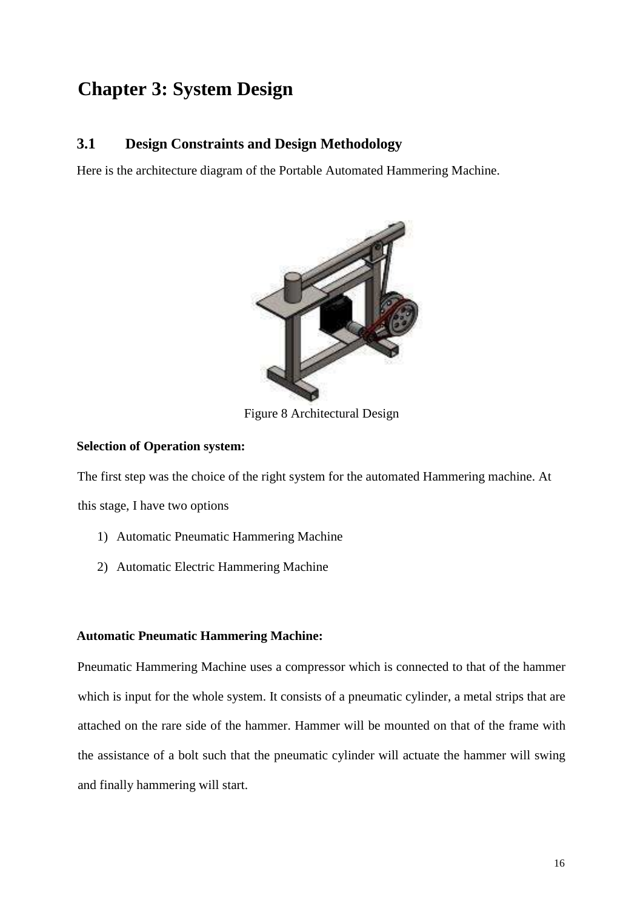# Chapter 3: System Design

## 3.1 Design Constraints and Design Methodology

Here is the architecture diagram of the Portable Automated Hammering Machine.

Figure 8 Architectural Design

**Selection of Operation system:**

The first step was the choice of the right system for the automated Hammering machine. At this stage, I have two options

1) Automatic Pneumatic Hammering Machine
2) Automatic Electric Hammering Machine

**Automatic Pneumatic Hammering Machine:**

Pneumatic Hammering Machine uses a compressor which is connected to that of the hammer which is input for the whole system. It consists of a pneumatic cylinder, a metal strips that are attached on the rare side of the hammer. Hammer will be mounted on that of the frame with the assistance of a bolt such that the pneumatic cylinder will actuate the hammer will swing and finally hammering will start.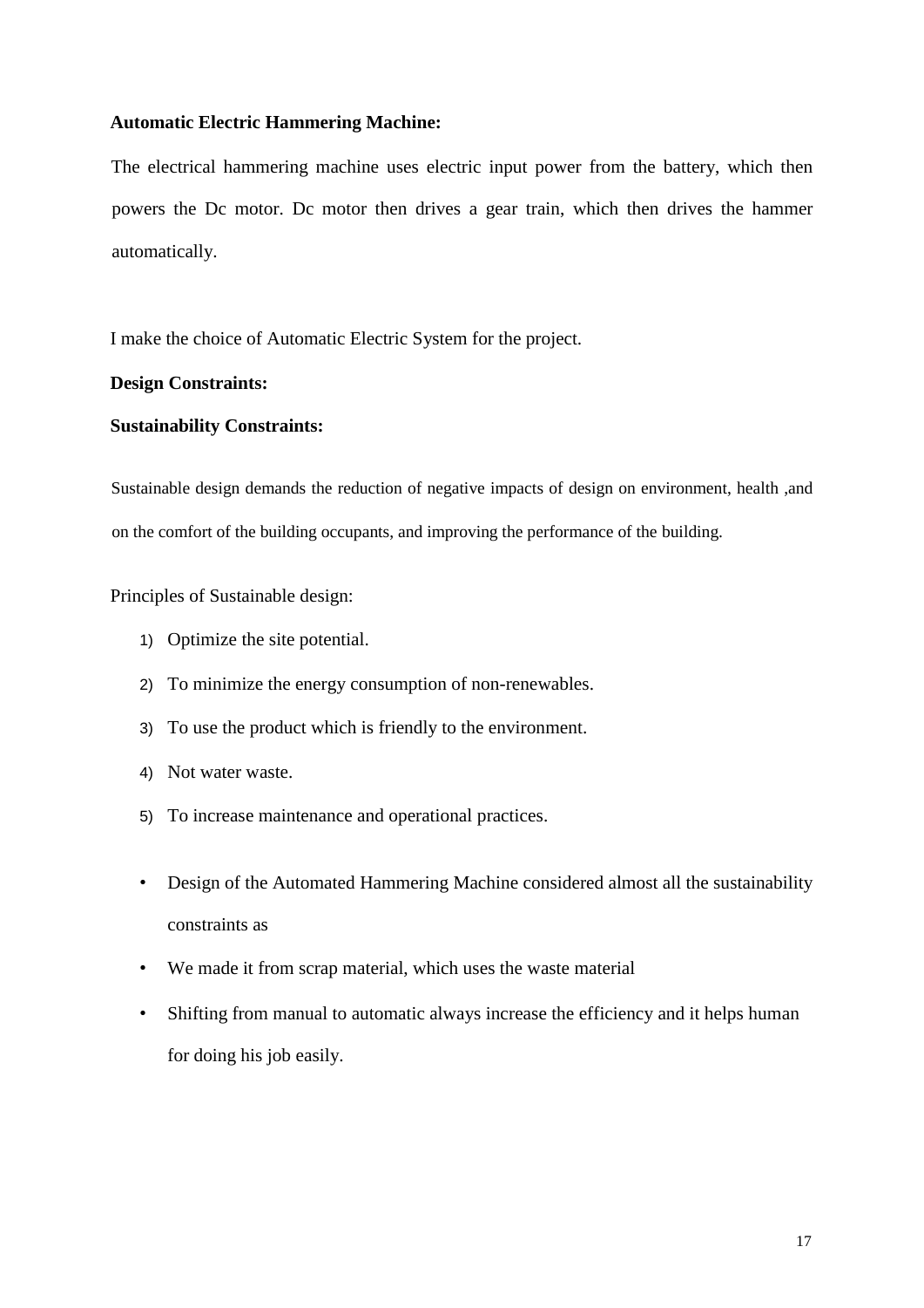**Automatic Electric Hammering Machine:**

The electrical hammering machine uses electric input power from the battery, which then powers the Dc motor. Dc motor then drives a gear train, which then drives the hammer automatically.

I make the choice of Automatic Electric System for the project.

**Design Constraints:**

**Sustainability Constraints:**

Sustainable design demands the reduction of negative impacts of design on environment, health ,and on the comfort of the building occupants, and improving the performance of the building.

Principles of Sustainable design:

1) Optimize the site potential.
2) To minimize the energy consumption of non-renewables.
3) To use the product which is friendly to the environment.
4) Not water waste.
5) To increase maintenance and operational practices.

- Design of the Automated Hammering Machine considered almost all the sustainability constraints as
- We made it from scrap material, which uses the waste material
- Shifting from manual to automatic always increase the efficiency and it helps human for doing his job easily.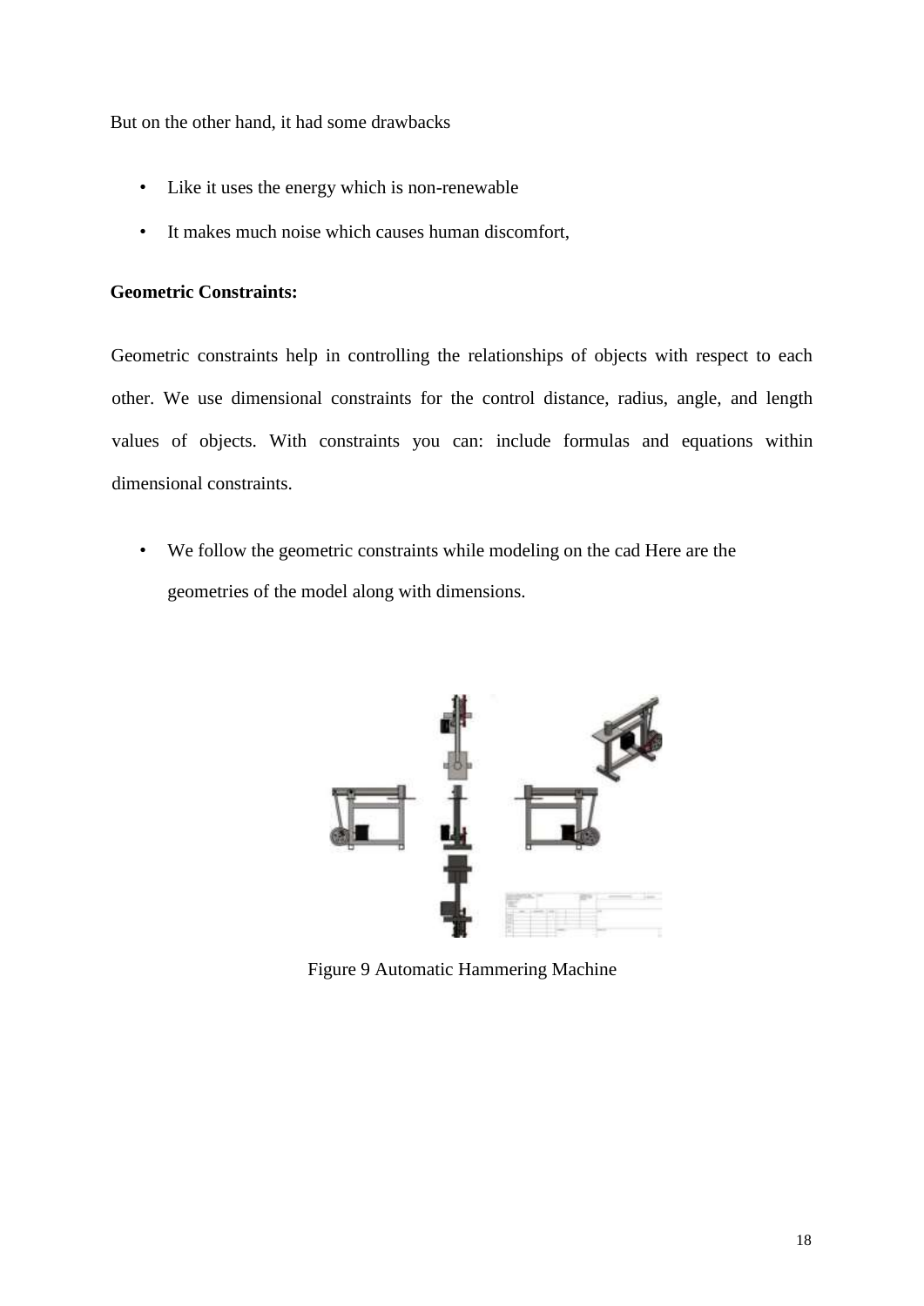But on the other hand, it had some drawbacks

- Like it uses the energy which is non-renewable
- It makes much noise which causes human discomfort,

**Geometric Constraints:**

Geometric constraints help in controlling the relationships of objects with respect to each other. We use dimensional constraints for the control distance, radius, angle, and length values of objects. With constraints you can: include formulas and equations within dimensional constraints.

- We follow the geometric constraints while modeling on the cad Here are the geometries of the model along with dimensions.

Figure 9 Automatic Hammering Machine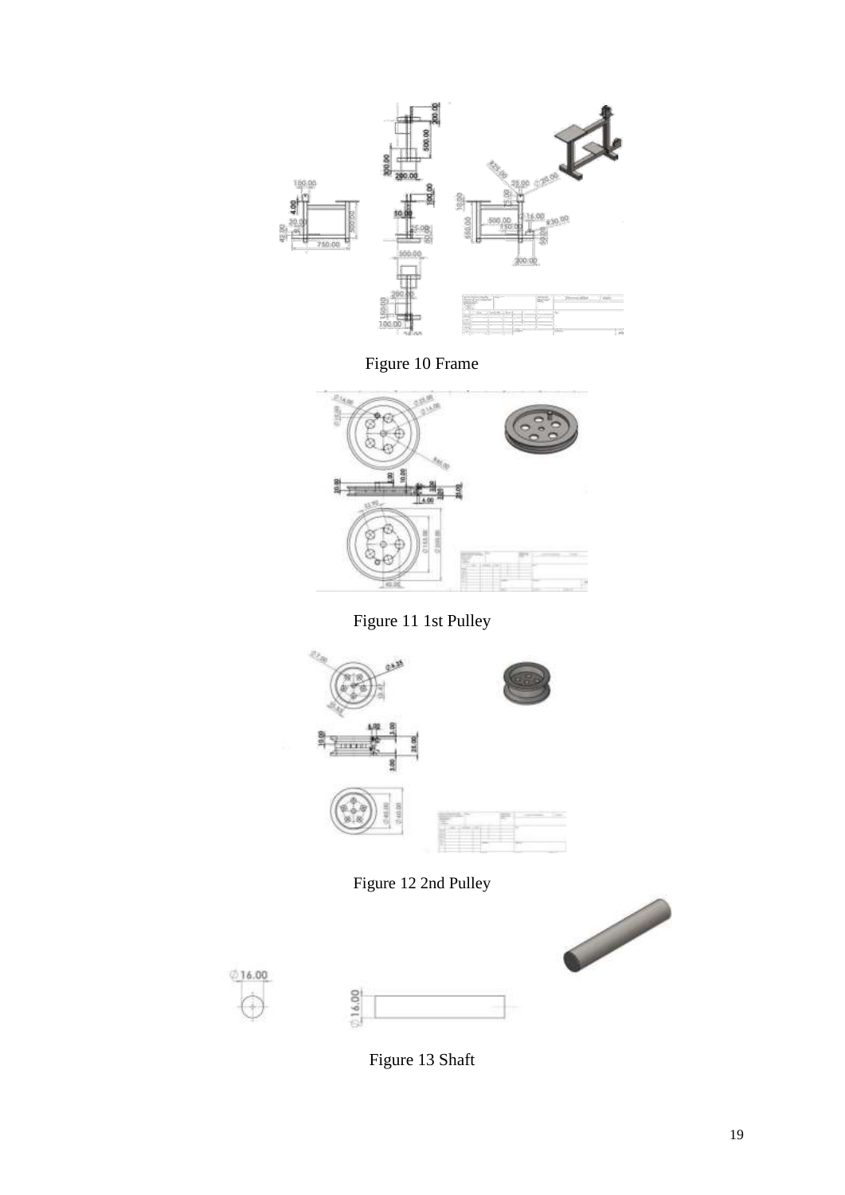Figure 10 Frame

Figure 11 1st Pulley

Figure 12 2nd Pulley

Figure 13 Shaft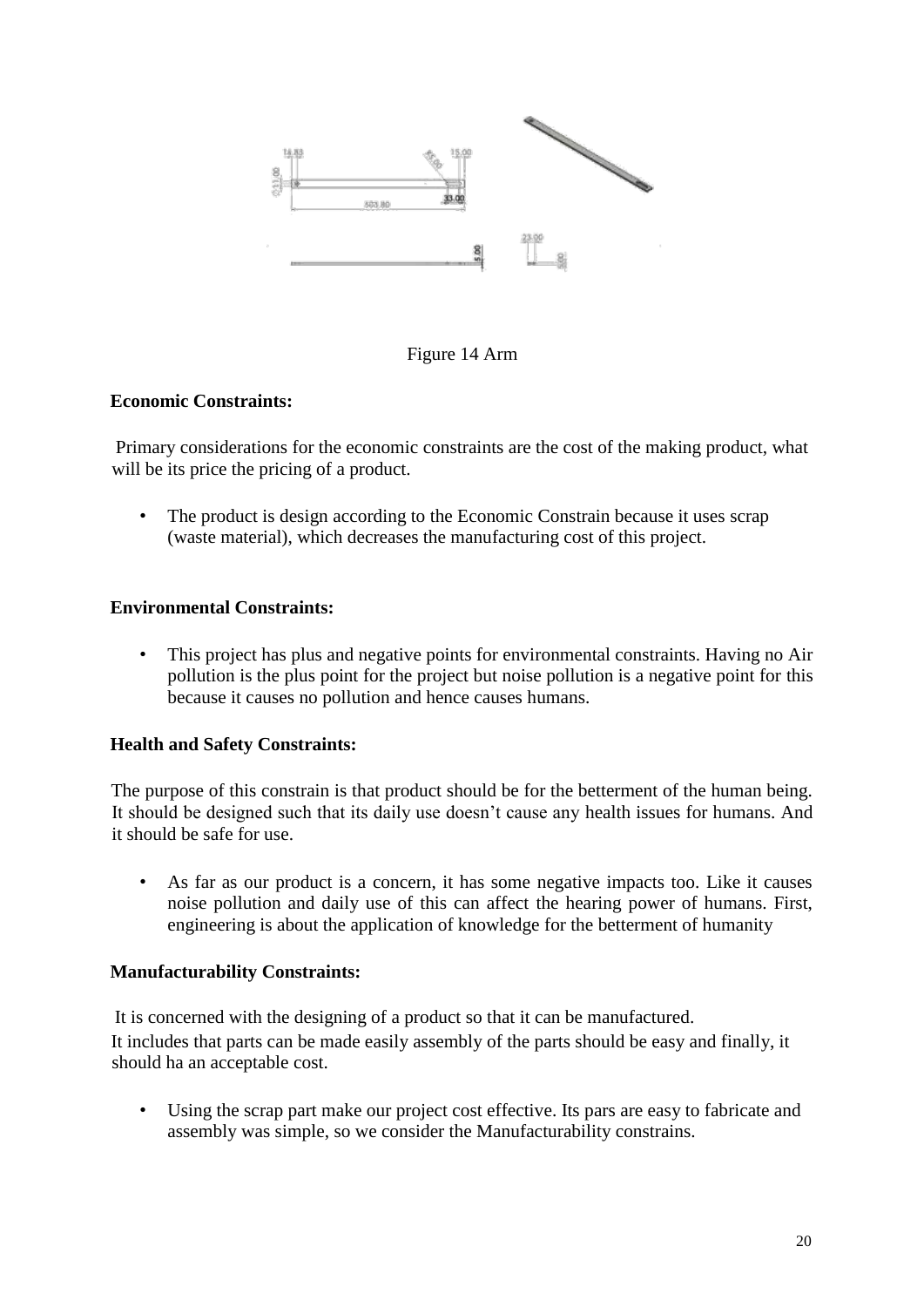Figure 14 Arm

**Economic Constraints:**

Primary considerations for the economic constraints are the cost of the making product, what will be its price the pricing of a product.

- The product is design according to the Economic Constrain because it uses scrap (waste material), which decreases the manufacturing cost of this project.

**Environmental Constraints:**

- This project has plus and negative points for environmental constraints. Having no Air pollution is the plus point for the project but noise pollution is a negative point for this because it causes no pollution and hence causes humans.

**Health and Safety Constraints:**

The purpose of this constrain is that product should be for the betterment of the human being. It should be designed such that its daily use doesn't cause any health issues for humans. And it should be safe for use.

- As far as our product is a concern, it has some negative impacts too. Like it causes noise pollution and daily use of this can affect the hearing power of humans. First, engineering is about the application of knowledge for the betterment of humanity

**Manufacturability Constraints:**

It is concerned with the designing of a product so that it can be manufactured. It includes that parts can be made easily assembly of the parts should be easy and finally, it should ha an acceptable cost.

- Using the scrap part make our project cost effective. Its pars are easy to fabricate and assembly was simple, so we consider the Manufacturability constrains.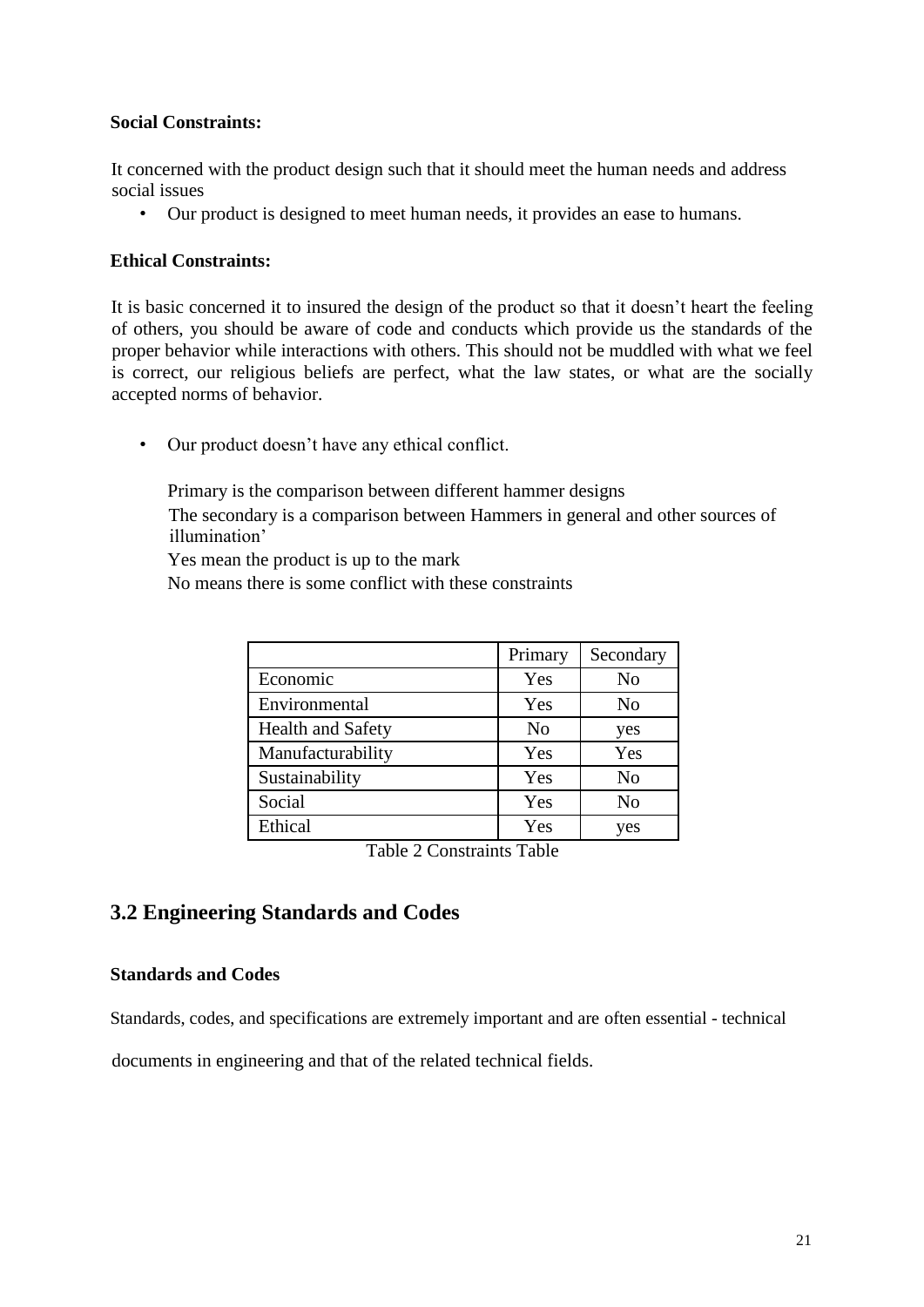**Social Constraints:**

It concerned with the product design such that it should meet the human needs and address social issues

- Our product is designed to meet human needs, it provides an ease to humans.

**Ethical Constraints:**

It is basic concerned it to insured the design of the product so that it doesn't heart the feeling of others, you should be aware of code and conducts which provide us the standards of the proper behavior while interactions with others. This should not be muddled with what we feel is correct, our religious beliefs are perfect, what the law states, or what are the socially accepted norms of behavior.

- Our product doesn't have any ethical conflict.

Primary is the comparison between different hammer designs

The secondary is a comparison between Hammers in general and other sources of illumination'

Yes mean the product is up to the mark

No means there is some conflict with these constraints

| | Primary | Secondary |
|---|---|---|
| Economic | Yes | No |
| Environmental | Yes | No |
| Health and Safety | No | yes |
| Manufacturability | Yes | Yes |
| Sustainability | Yes | No |
| Social | Yes | No |
| Ethical | Yes | yes |

Table 2 Constraints Table

## 3.2 Engineering Standards and Codes

**Standards and Codes**

Standards, codes, and specifications are extremely important and are often essential - technical documents in engineering and that of the related technical fields.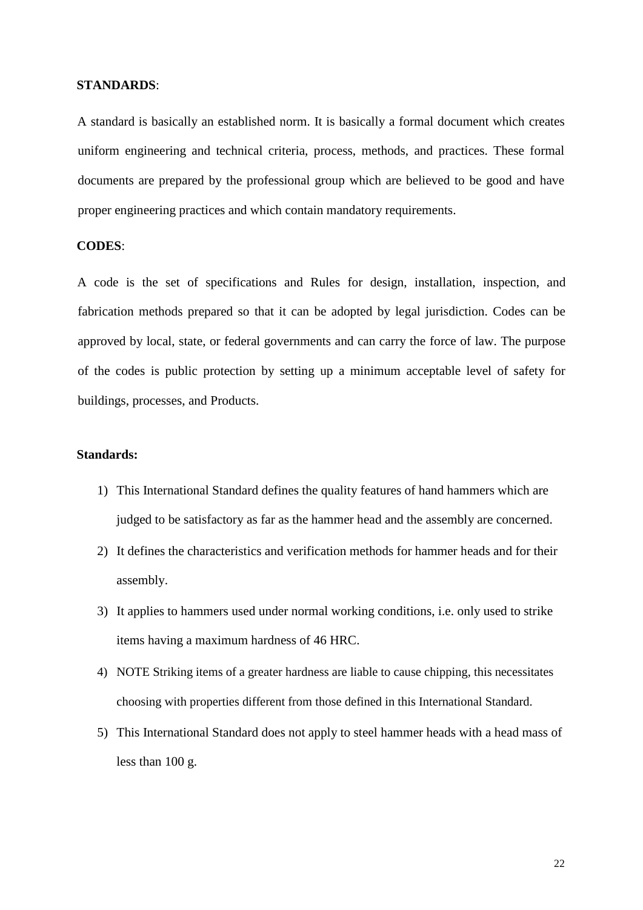**STANDARDS**:

A standard is basically an established norm. It is basically a formal document which creates uniform engineering and technical criteria, process, methods, and practices. These formal documents are prepared by the professional group which are believed to be good and have proper engineering practices and which contain mandatory requirements.

**CODES**:

A code is the set of specifications and Rules for design, installation, inspection, and fabrication methods prepared so that it can be adopted by legal jurisdiction. Codes can be approved by local, state, or federal governments and can carry the force of law. The purpose of the codes is public protection by setting up a minimum acceptable level of safety for buildings, processes, and Products.

**Standards:**

1) This International Standard defines the quality features of hand hammers which are judged to be satisfactory as far as the hammer head and the assembly are concerned.
2) It defines the characteristics and verification methods for hammer heads and for their assembly.
3) It applies to hammers used under normal working conditions, i.e. only used to strike items having a maximum hardness of 46 HRC.
4) NOTE Striking items of a greater hardness are liable to cause chipping, this necessitates choosing with properties different from those defined in this International Standard.
5) This International Standard does not apply to steel hammer heads with a head mass of less than 100 g.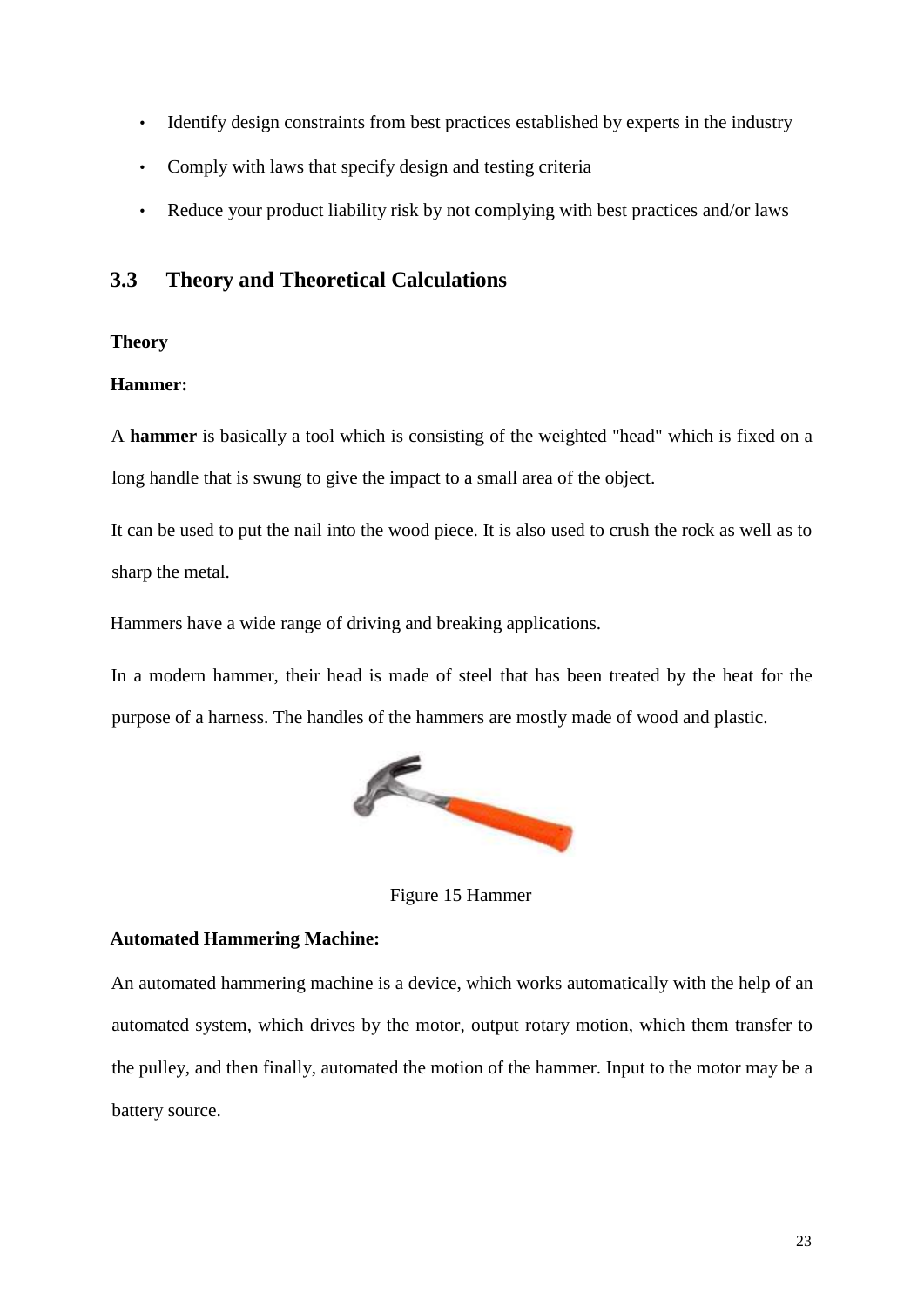- Identify design constraints from best practices established by experts in the industry
- Comply with laws that specify design and testing criteria
- Reduce your product liability risk by not complying with best practices and/or laws

## 3.3 Theory and Theoretical Calculations

**Theory**

**Hammer:**

A **hammer** is basically a tool which is consisting of the weighted "head" which is fixed on a long handle that is swung to give the impact to a small area of the object.

It can be used to put the nail into the wood piece. It is also used to crush the rock as well as to sharp the metal.

Hammers have a wide range of driving and breaking applications.

In a modern hammer, their head is made of steel that has been treated by the heat for the purpose of a harness. The handles of the hammers are mostly made of wood and plastic.

Figure 15 Hammer

**Automated Hammering Machine:**

An automated hammering machine is a device, which works automatically with the help of an automated system, which drives by the motor, output rotary motion, which them transfer to the pulley, and then finally, automated the motion of the hammer. Input to the motor may be a battery source.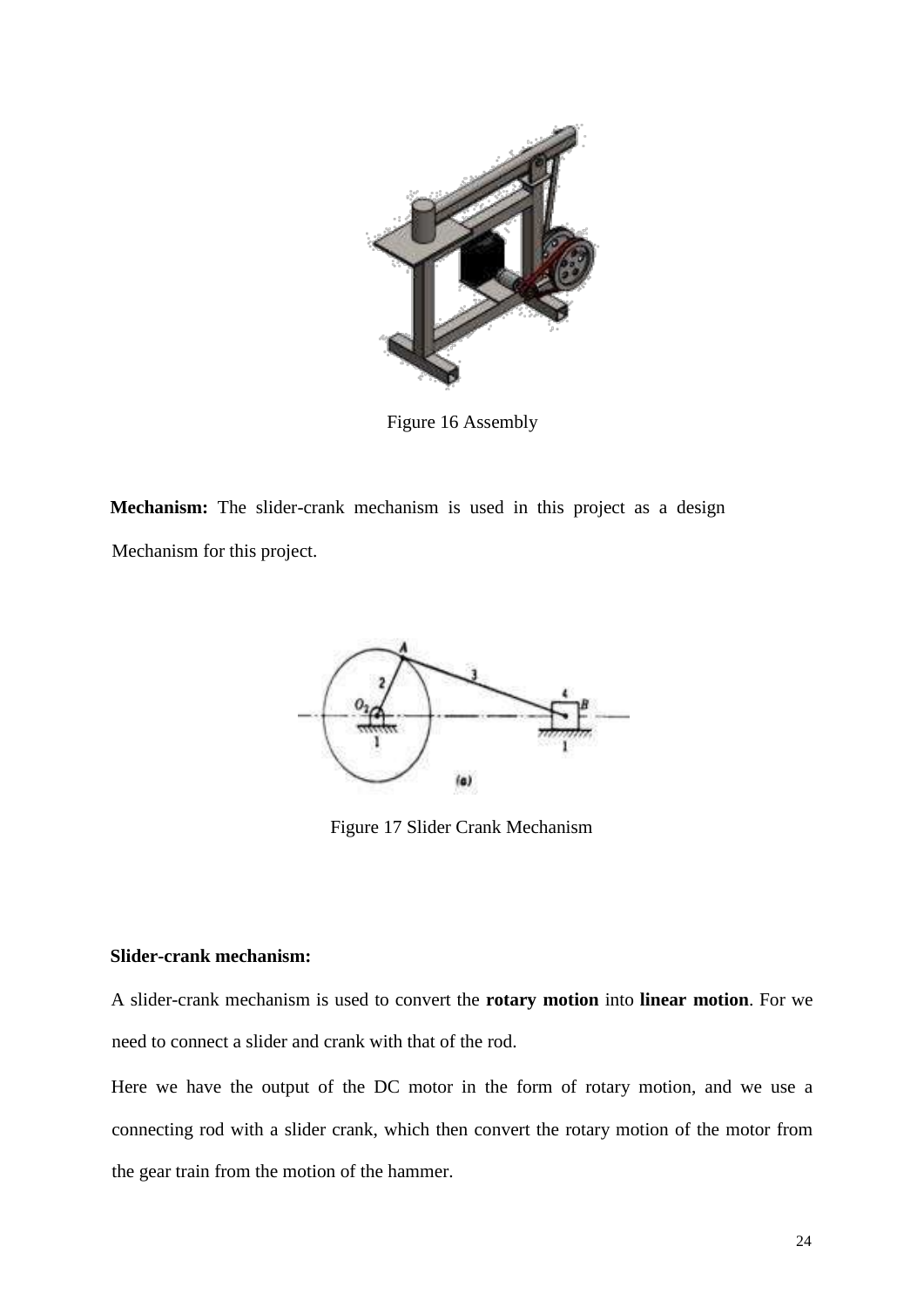Figure 16 Assembly

**Mechanism:** The slider-crank mechanism is used in this project as a design Mechanism for this project.

Figure 17 Slider Crank Mechanism

**Slider-crank mechanism:**

A slider-crank mechanism is used to convert the **rotary motion** into **linear motion**. For we need to connect a slider and crank with that of the rod.

Here we have the output of the DC motor in the form of rotary motion, and we use a connecting rod with a slider crank, which then convert the rotary motion of the motor from the gear train from the motion of the hammer.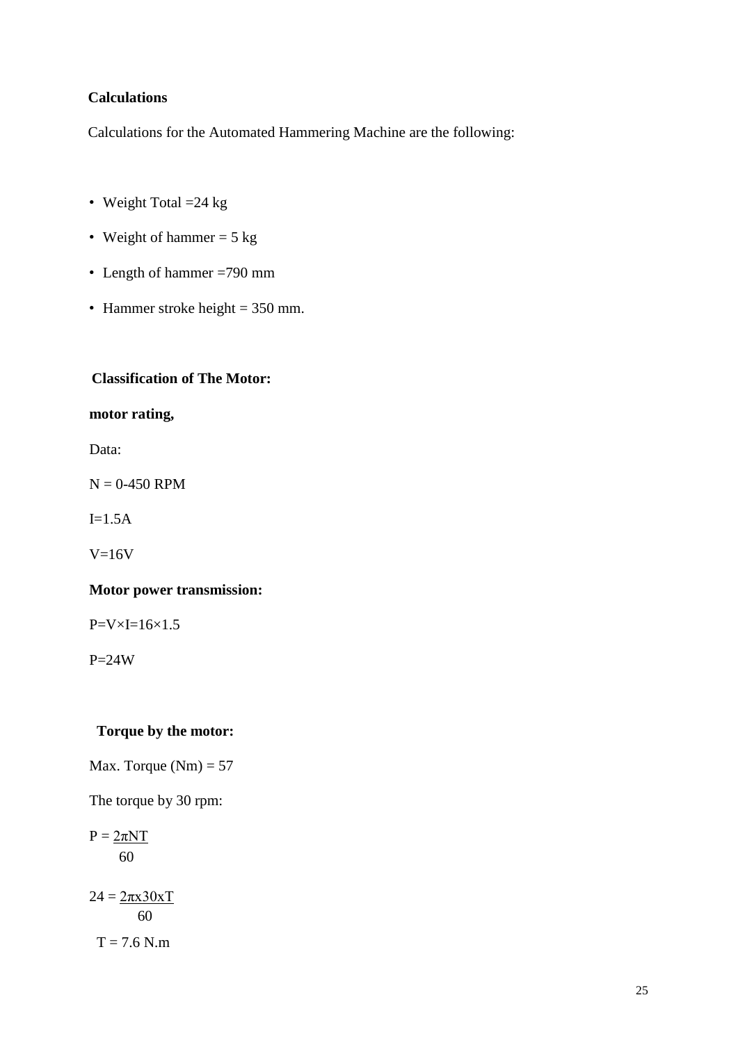**Calculations**

Calculations for the Automated Hammering Machine are the following:

- Weight Total =24 kg
- Weight of hammer = 5 kg
- Length of hammer =790 mm
- Hammer stroke height = 350 mm.

**Classification of The Motor:**

**motor rating,**

Data:

N = 0-450 RPM

I=1.5A

V=16V

**Motor power transmission:**

$P=V\times I=16\times 1.5$

P=24W

**Torque by the motor:**

Max. Torque (Nm) = 57

The torque by 30 rpm:

$$P = \frac{2\pi NT}{60}$$

$$24 = \frac{2\pi x 30 x T}{60}$$

T = 7.6 N.m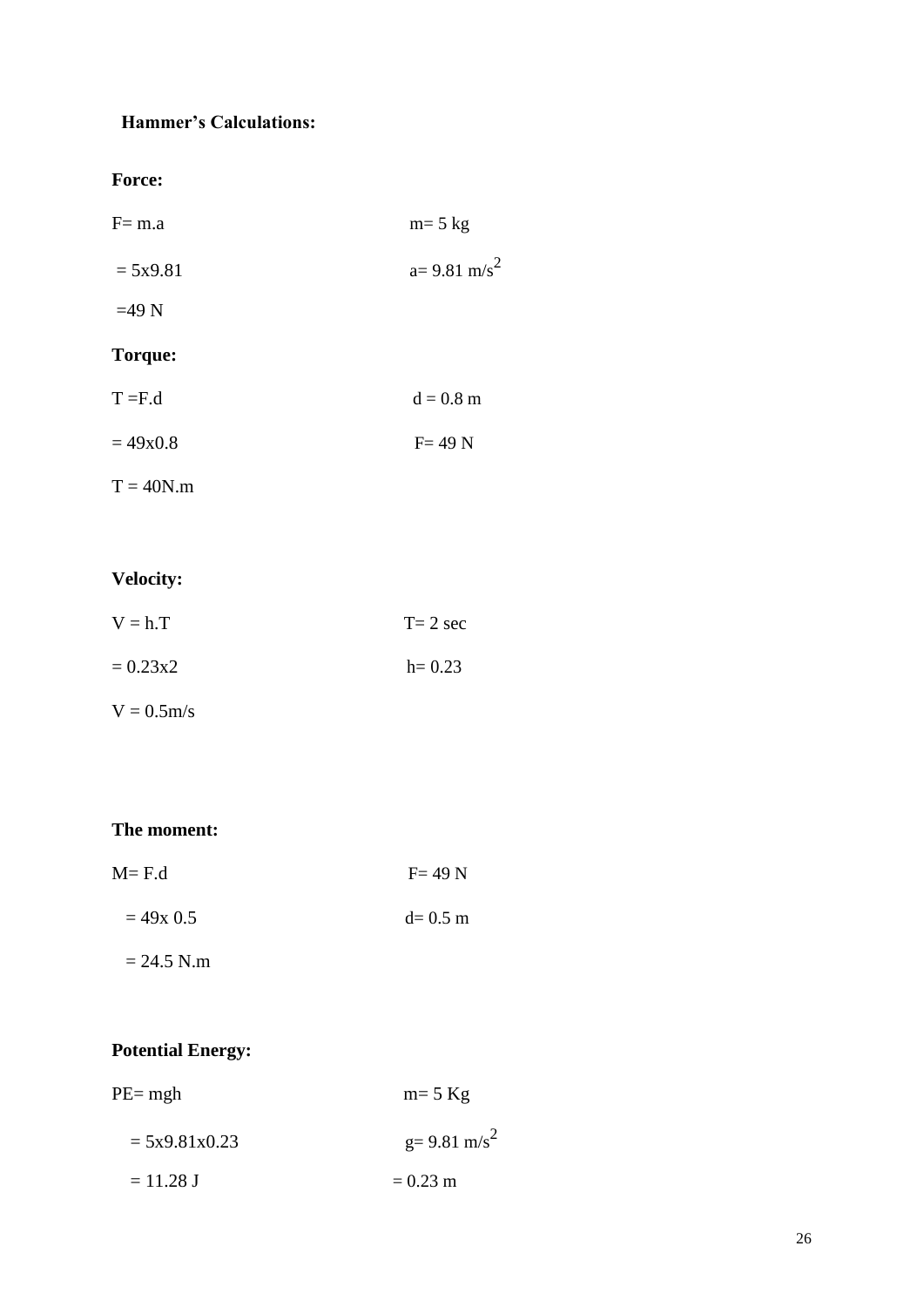### Hammer's Calculations:

**Force:**

| | |
|---|---|
| $F= m.a$ | $m= 5$ kg |
| $= 5x9.81$ | $a= 9.81$ m/s$^2$ |
| $=49$ N | |

**Torque:**

| | |
|---|---|
| $T =F.d$ | $d = 0.8$ m |
| $= 49x0.8$ | $F= 49$ N |
| $T = 40$N.m | |

**Velocity:**

| | |
|---|---|
| $V = h.T$ | $T= 2$ sec |
| $= 0.23x2$ | $h= 0.23$ |
| $V = 0.5$m/s | |

**The moment:**

| | |
|---|---|
| $M= F.d$ | $F= 49$ N |
| $= 49x\ 0.5$ | $d= 0.5$ m |
| $= 24.5$ N.m | |

**Potential Energy:**

| | |
|---|---|
| $PE= mgh$ | $m= 5$ Kg |
| $= 5x9.81x0.23$ | $g= 9.81$ m/s$^2$ |
| $= 11.28$ J | $= 0.23$ m |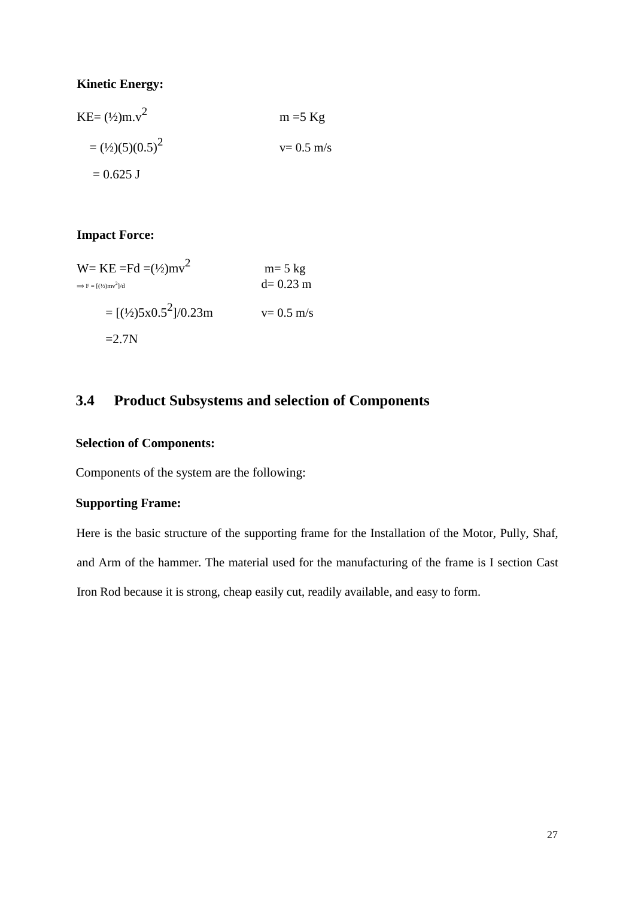**Kinetic Energy:**

$KE= (½)m.v^2$ $\quad$ m =5 Kg

$= (½)(5)(0.5)^2$ $\quad$ v= 0.5 m/s

$= 0.625$ J

**Impact Force:**

$W= KE =Fd =(½)mv^2$ $\quad$ m= 5 kg

$\Rightarrow F = [(½)mv^2]/d$ $\quad$ d= 0.23 m

$= [(½)5x0.5^2]/0.23m$ $\quad$ v= 0.5 m/s

$=2.7N$

## 3.4 Product Subsystems and selection of Components

**Selection of Components:**

Components of the system are the following:

**Supporting Frame:**

Here is the basic structure of the supporting frame for the Installation of the Motor, Pully, Shaf, and Arm of the hammer. The material used for the manufacturing of the frame is I section Cast Iron Rod because it is strong, cheap easily cut, readily available, and easy to form.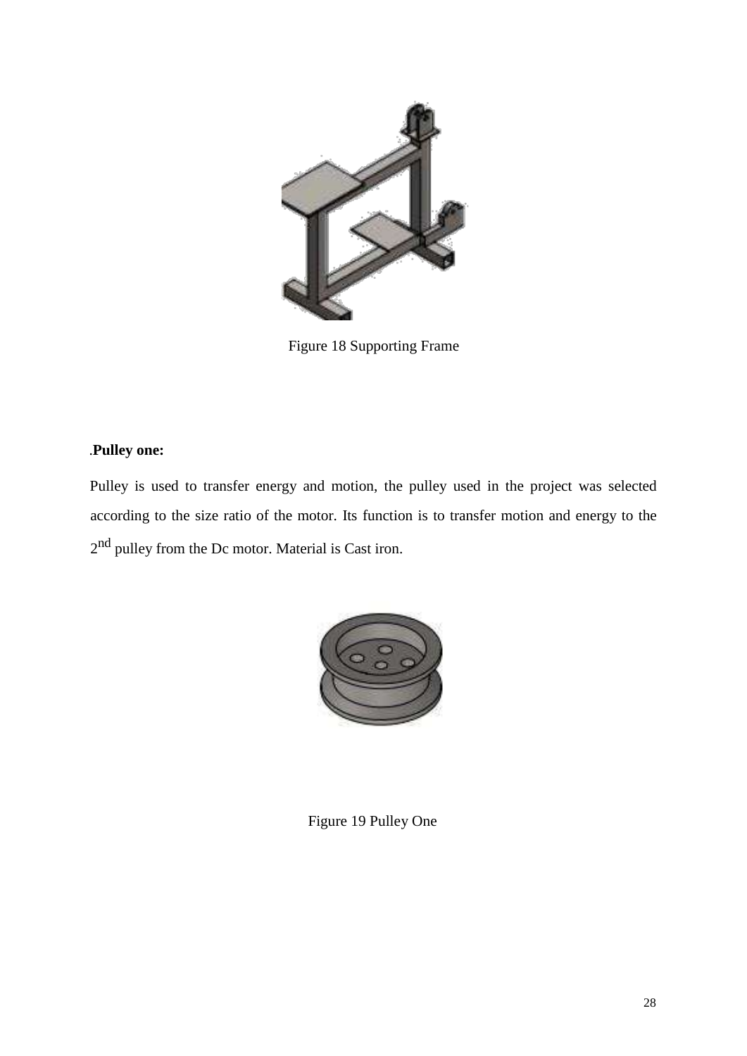Figure 18 Supporting Frame

.**Pulley one:**

Pulley is used to transfer energy and motion, the pulley used in the project was selected according to the size ratio of the motor. Its function is to transfer motion and energy to the $2^{nd}$ pulley from the Dc motor. Material is Cast iron.

Figure 19 Pulley One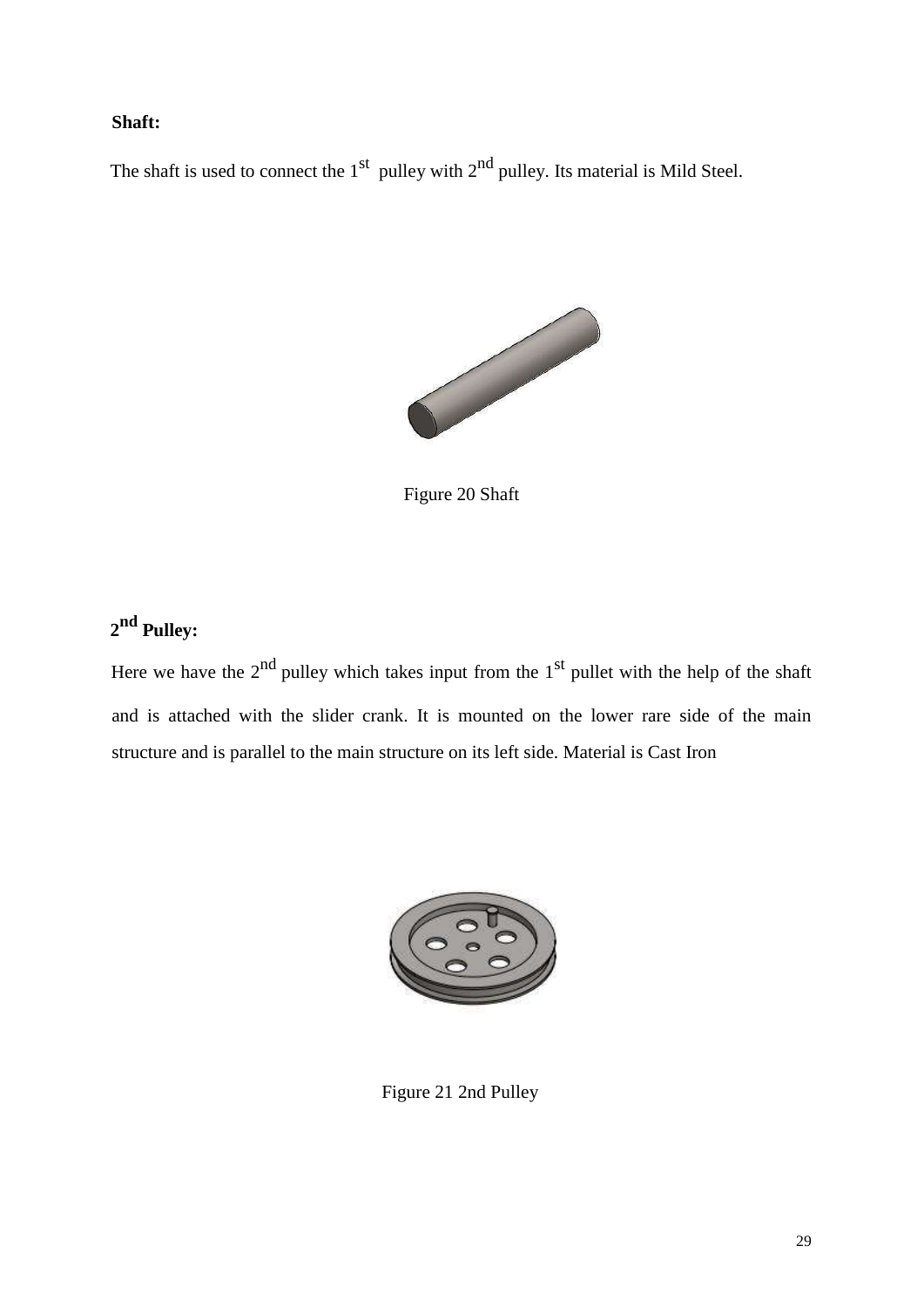**Shaft:**

The shaft is used to connect the 1st pulley with 2nd pulley. Its material is Mild Steel.

Figure 20 Shaft

**2nd Pulley:**

Here we have the 2nd pulley which takes input from the 1st pullet with the help of the shaft and is attached with the slider crank. It is mounted on the lower rare side of the main structure and is parallel to the main structure on its left side. Material is Cast Iron

Figure 21 2nd Pulley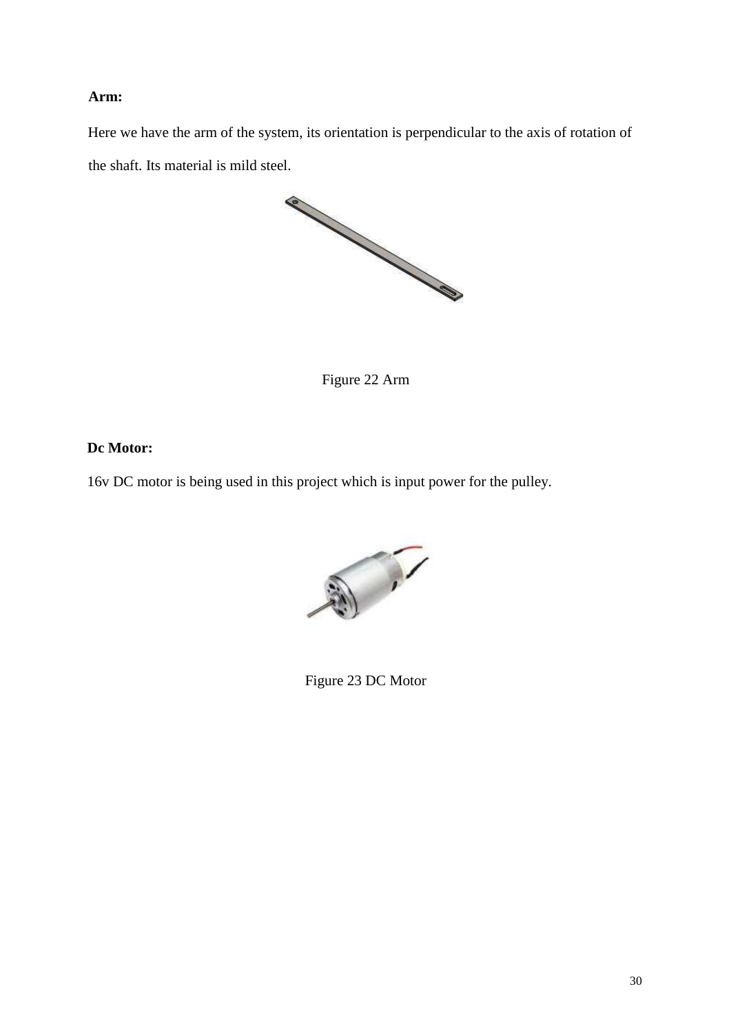**Arm:**

Here we have the arm of the system, its orientation is perpendicular to the axis of rotation of the shaft. Its material is mild steel.

Figure 22 Arm

**Dc Motor:**

16v DC motor is being used in this project which is input power for the pulley.

Figure 23 DC Motor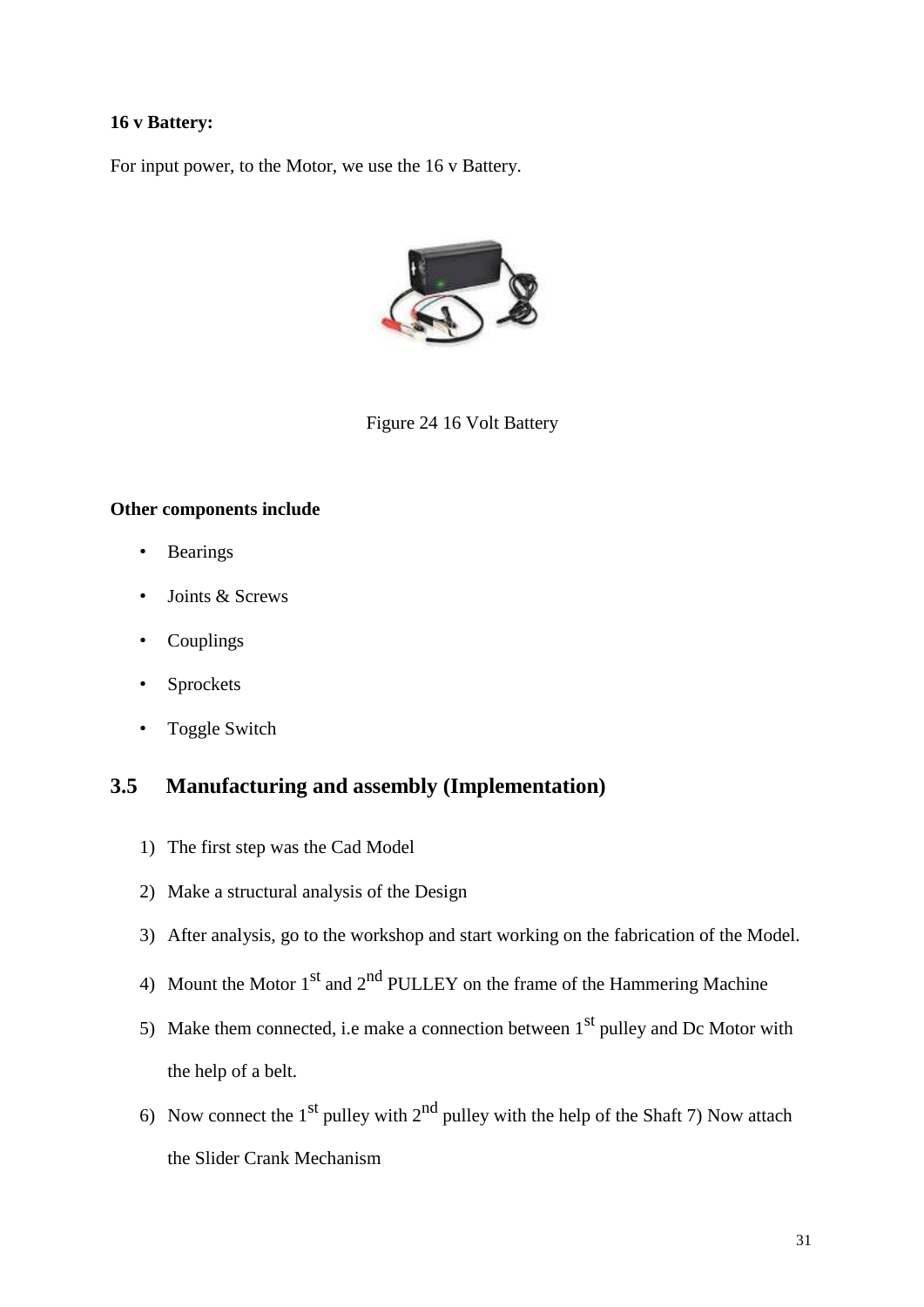**16 v Battery:**

For input power, to the Motor, we use the 16 v Battery.

Figure 24 16 Volt Battery

**Other components include**

- Bearings
- Joints & Screws
- Couplings
- Sprockets
- Toggle Switch

## 3.5 Manufacturing and assembly (Implementation)

1) The first step was the Cad Model
2) Make a structural analysis of the Design
3) After analysis, go to the workshop and start working on the fabrication of the Model.
4) Mount the Motor 1st and 2nd PULLEY on the frame of the Hammering Machine
5) Make them connected, i.e make a connection between 1st pulley and Dc Motor with the help of a belt.
6) Now connect the 1st pulley with 2nd pulley with the help of the Shaft 7) Now attach the Slider Crank Mechanism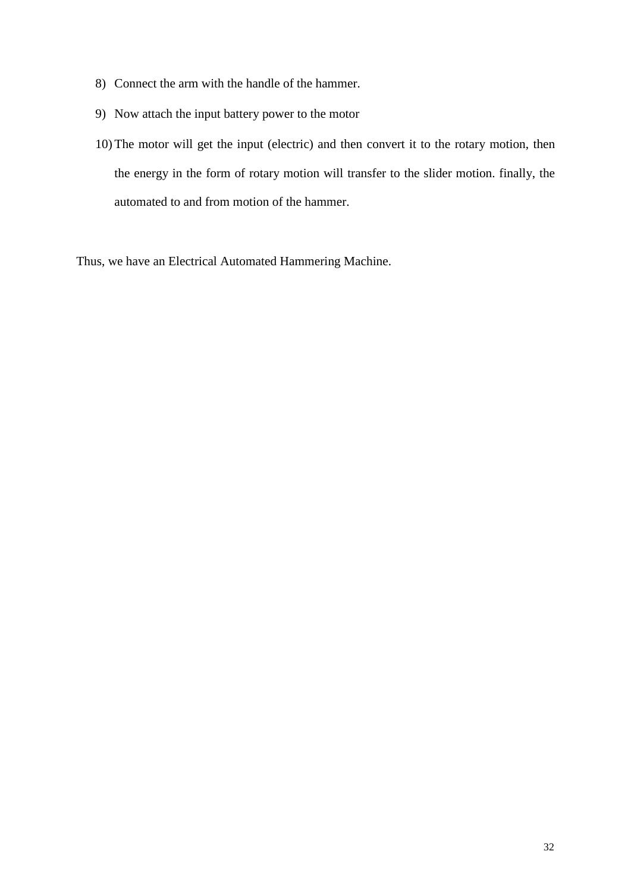8) Connect the arm with the handle of the hammer.
9) Now attach the input battery power to the motor
10) The motor will get the input (electric) and then convert it to the rotary motion, then the energy in the form of rotary motion will transfer to the slider motion. finally, the automated to and from motion of the hammer.

Thus, we have an Electrical Automated Hammering Machine.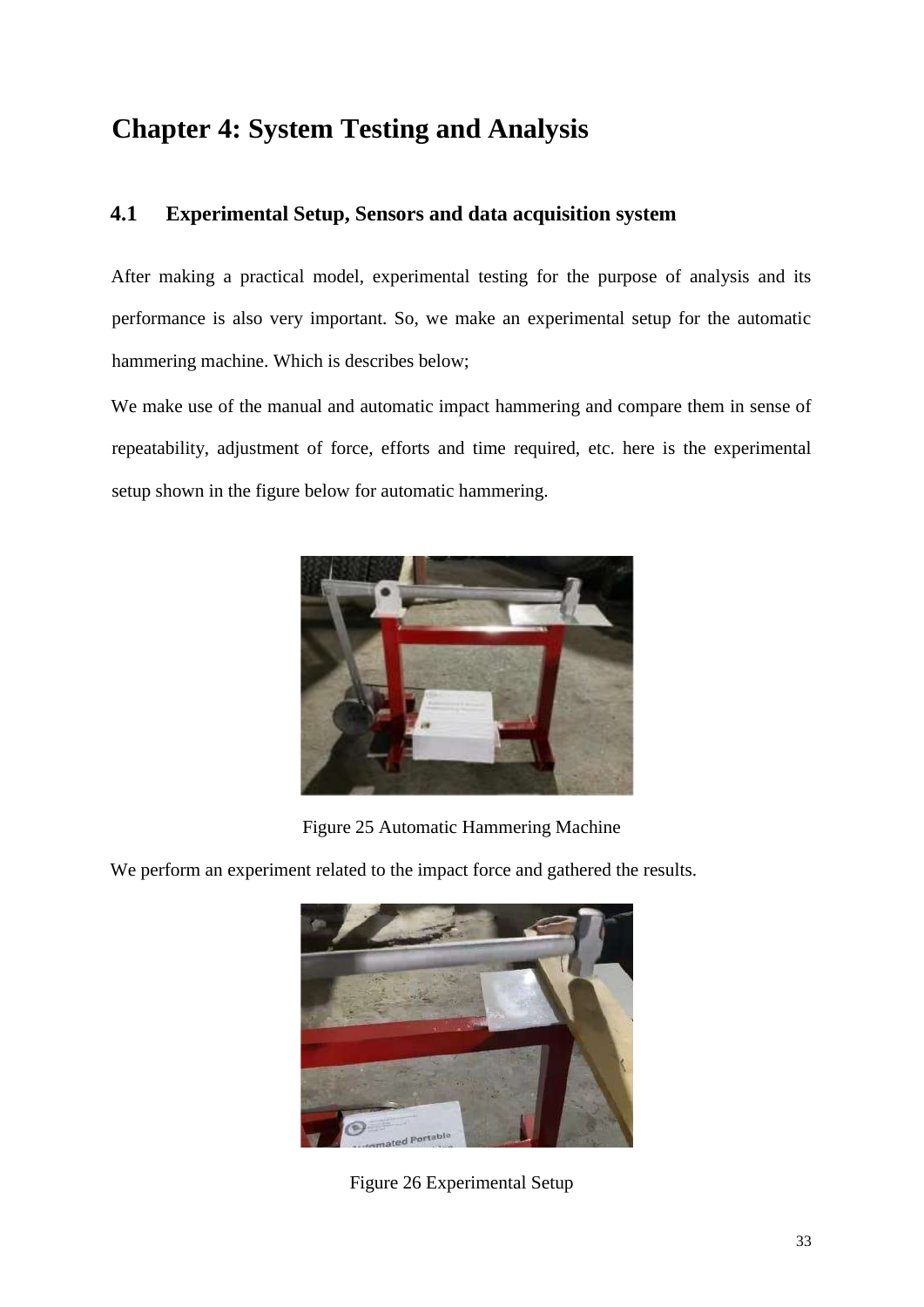# Chapter 4: System Testing and Analysis

## 4.1 Experimental Setup, Sensors and data acquisition system

After making a practical model, experimental testing for the purpose of analysis and its performance is also very important. So, we make an experimental setup for the automatic hammering machine. Which is describes below;

We make use of the manual and automatic impact hammering and compare them in sense of repeatability, adjustment of force, efforts and time required, etc. here is the experimental setup shown in the figure below for automatic hammering.

Figure 25 Automatic Hammering Machine

We perform an experiment related to the impact force and gathered the results.

Figure 26 Experimental Setup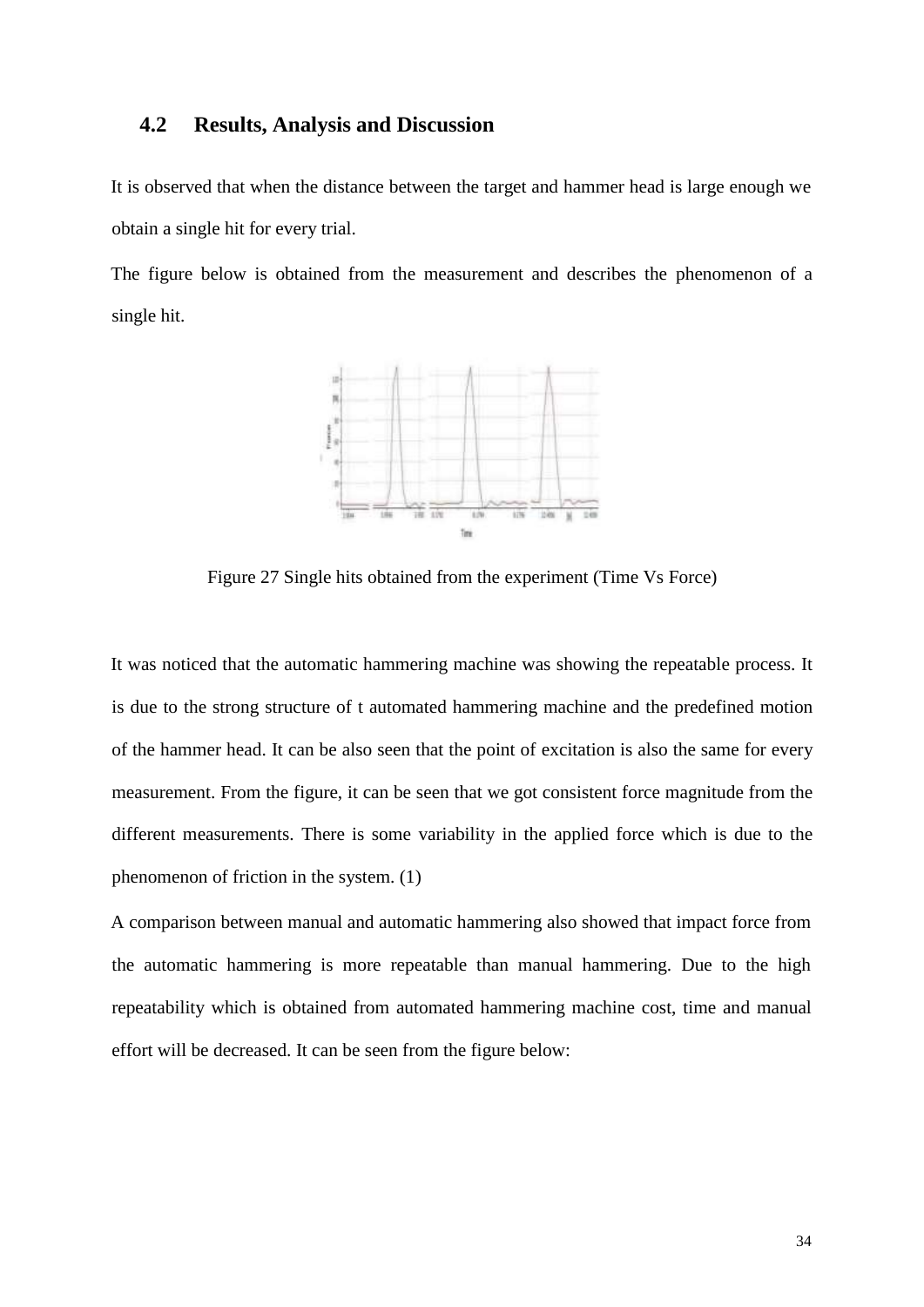## 4.2 Results, Analysis and Discussion

It is observed that when the distance between the target and hammer head is large enough we obtain a single hit for every trial.

The figure below is obtained from the measurement and describes the phenomenon of a single hit.

Figure 27 Single hits obtained from the experiment (Time Vs Force)

It was noticed that the automatic hammering machine was showing the repeatable process. It is due to the strong structure of t automated hammering machine and the predefined motion of the hammer head. It can be also seen that the point of excitation is also the same for every measurement. From the figure, it can be seen that we got consistent force magnitude from the different measurements. There is some variability in the applied force which is due to the phenomenon of friction in the system. (1)

A comparison between manual and automatic hammering also showed that impact force from the automatic hammering is more repeatable than manual hammering. Due to the high repeatability which is obtained from automated hammering machine cost, time and manual effort will be decreased. It can be seen from the figure below: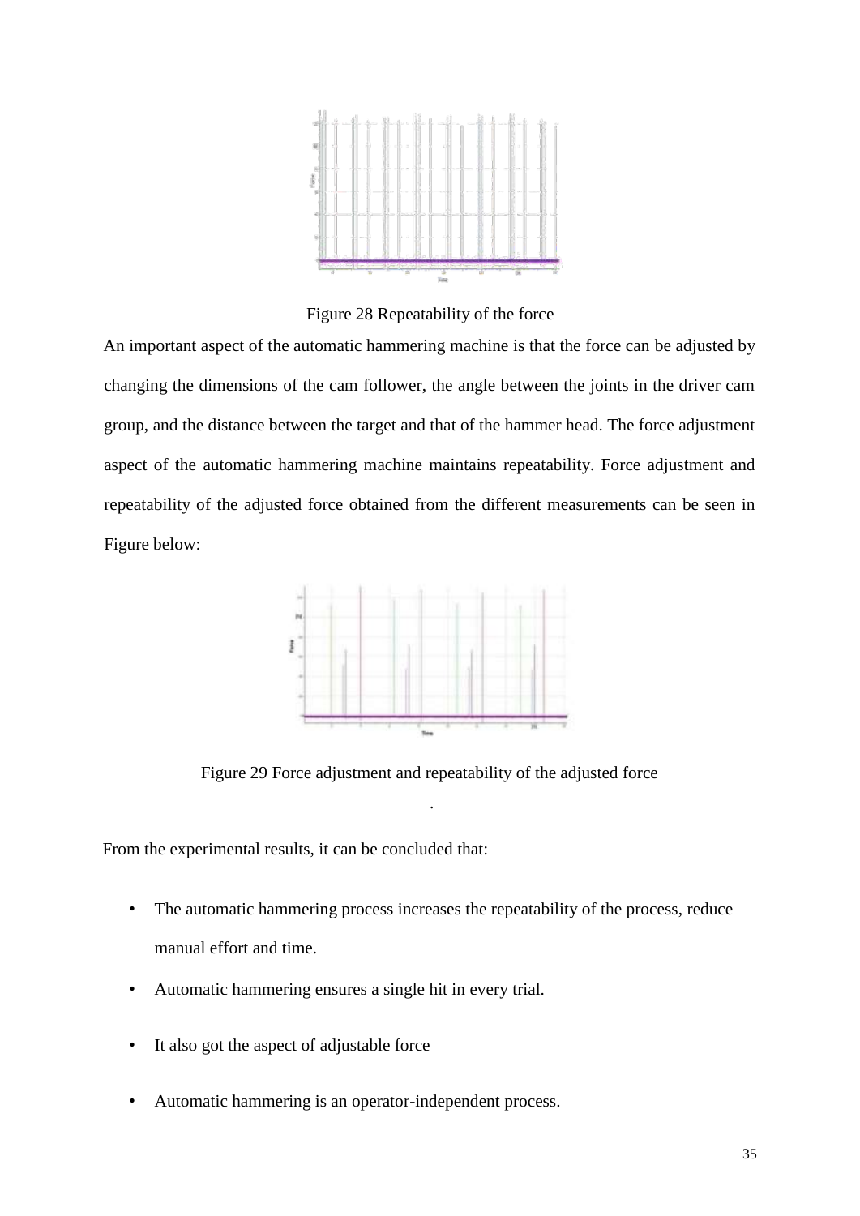Figure 28 Repeatability of the force

An important aspect of the automatic hammering machine is that the force can be adjusted by changing the dimensions of the cam follower, the angle between the joints in the driver cam group, and the distance between the target and that of the hammer head. The force adjustment aspect of the automatic hammering machine maintains repeatability. Force adjustment and repeatability of the adjusted force obtained from the different measurements can be seen in Figure below:

Figure 29 Force adjustment and repeatability of the adjusted force

From the experimental results, it can be concluded that:

- The automatic hammering process increases the repeatability of the process, reduce manual effort and time.
- Automatic hammering ensures a single hit in every trial.
- It also got the aspect of adjustable force
- Automatic hammering is an operator-independent process.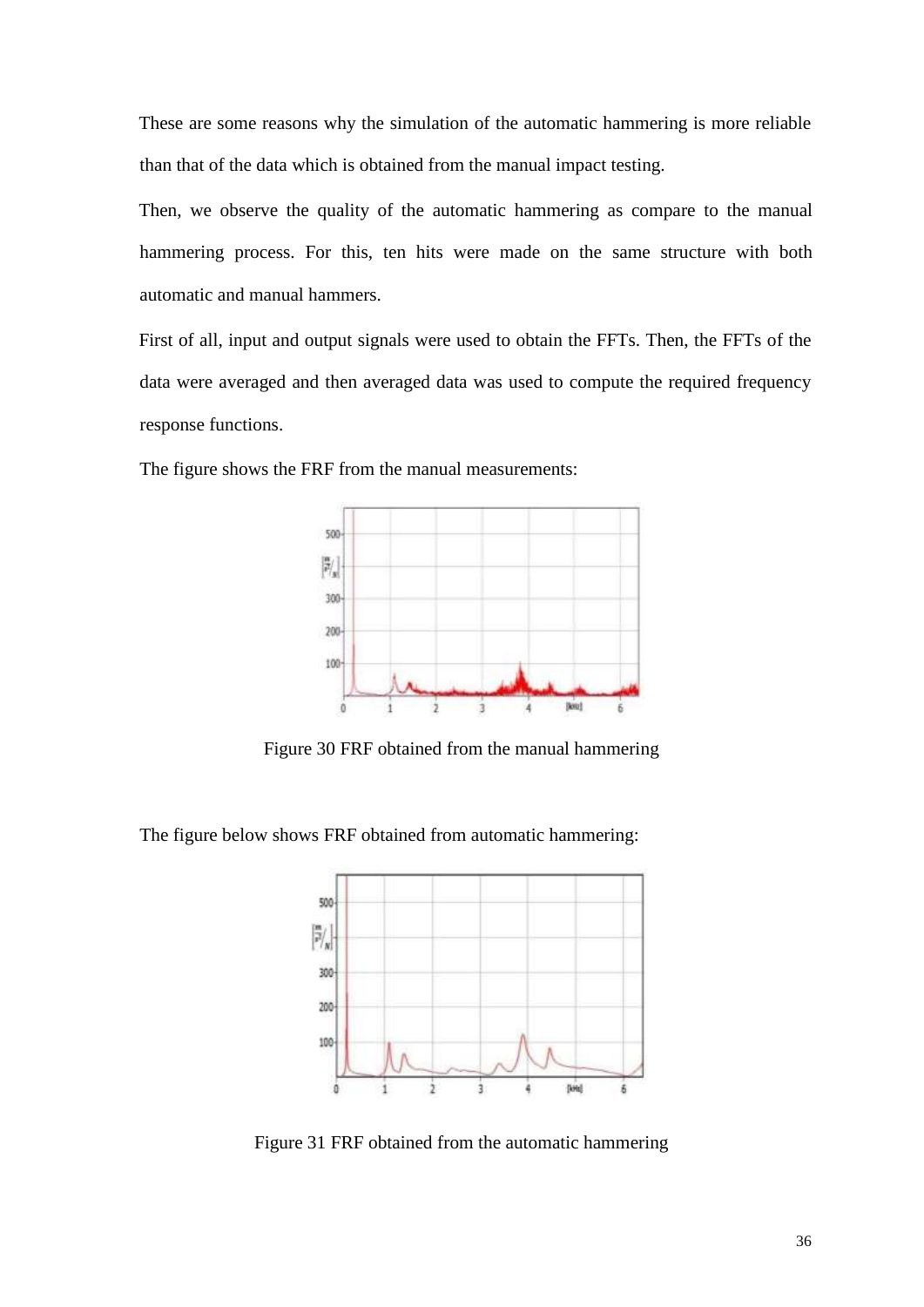These are some reasons why the simulation of the automatic hammering is more reliable than that of the data which is obtained from the manual impact testing.

Then, we observe the quality of the automatic hammering as compare to the manual hammering process. For this, ten hits were made on the same structure with both automatic and manual hammers.

First of all, input and output signals were used to obtain the FFTs. Then, the FFTs of the data were averaged and then averaged data was used to compute the required frequency response functions.

The figure shows the FRF from the manual measurements:

Figure 30 FRF obtained from the manual hammering

The figure below shows FRF obtained from automatic hammering:

Figure 31 FRF obtained from the automatic hammering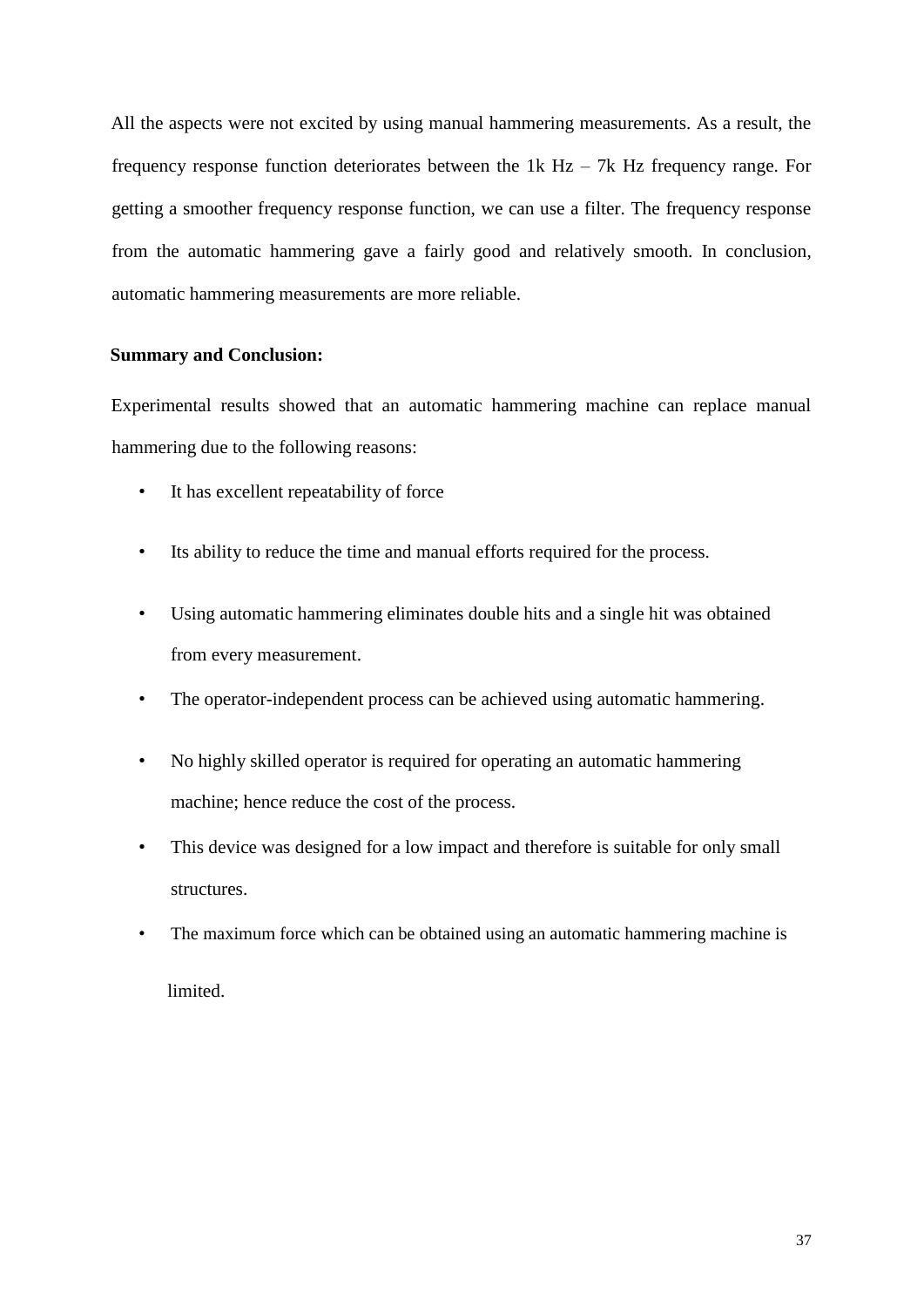All the aspects were not excited by using manual hammering measurements. As a result, the frequency response function deteriorates between the 1k Hz – 7k Hz frequency range. For getting a smoother frequency response function, we can use a filter. The frequency response from the automatic hammering gave a fairly good and relatively smooth. In conclusion, automatic hammering measurements are more reliable.

**Summary and Conclusion:**

Experimental results showed that an automatic hammering machine can replace manual hammering due to the following reasons:

- It has excellent repeatability of force
- Its ability to reduce the time and manual efforts required for the process.
- Using automatic hammering eliminates double hits and a single hit was obtained from every measurement.
- The operator-independent process can be achieved using automatic hammering.
- No highly skilled operator is required for operating an automatic hammering machine; hence reduce the cost of the process.
- This device was designed for a low impact and therefore is suitable for only small structures.
- The maximum force which can be obtained using an automatic hammering machine is limited.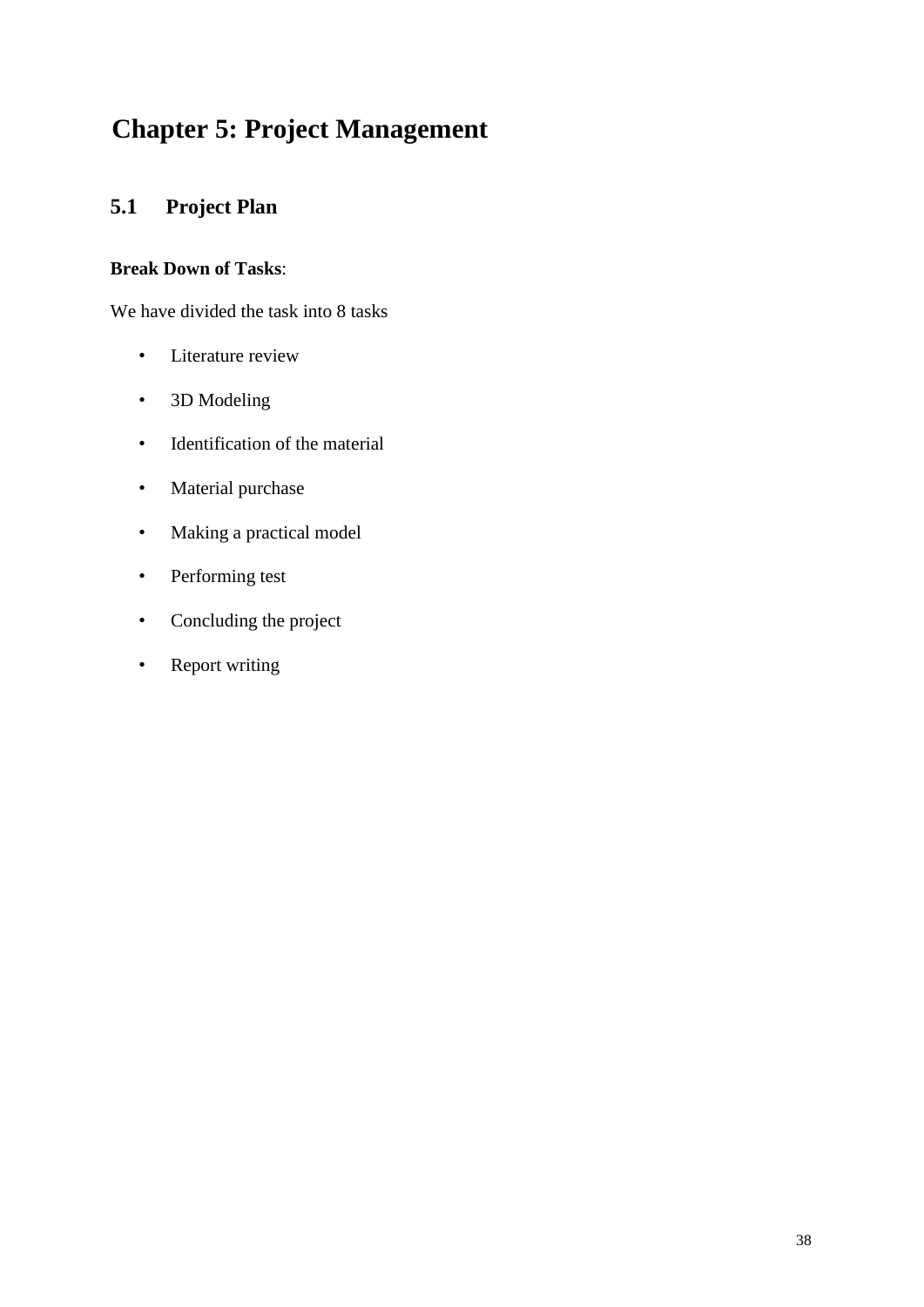# Chapter 5: Project Management

## 5.1 Project Plan

**Break Down of Tasks**:

We have divided the task into 8 tasks

- Literature review
- 3D Modeling
- Identification of the material
- Material purchase
- Making a practical model
- Performing test
- Concluding the project
- Report writing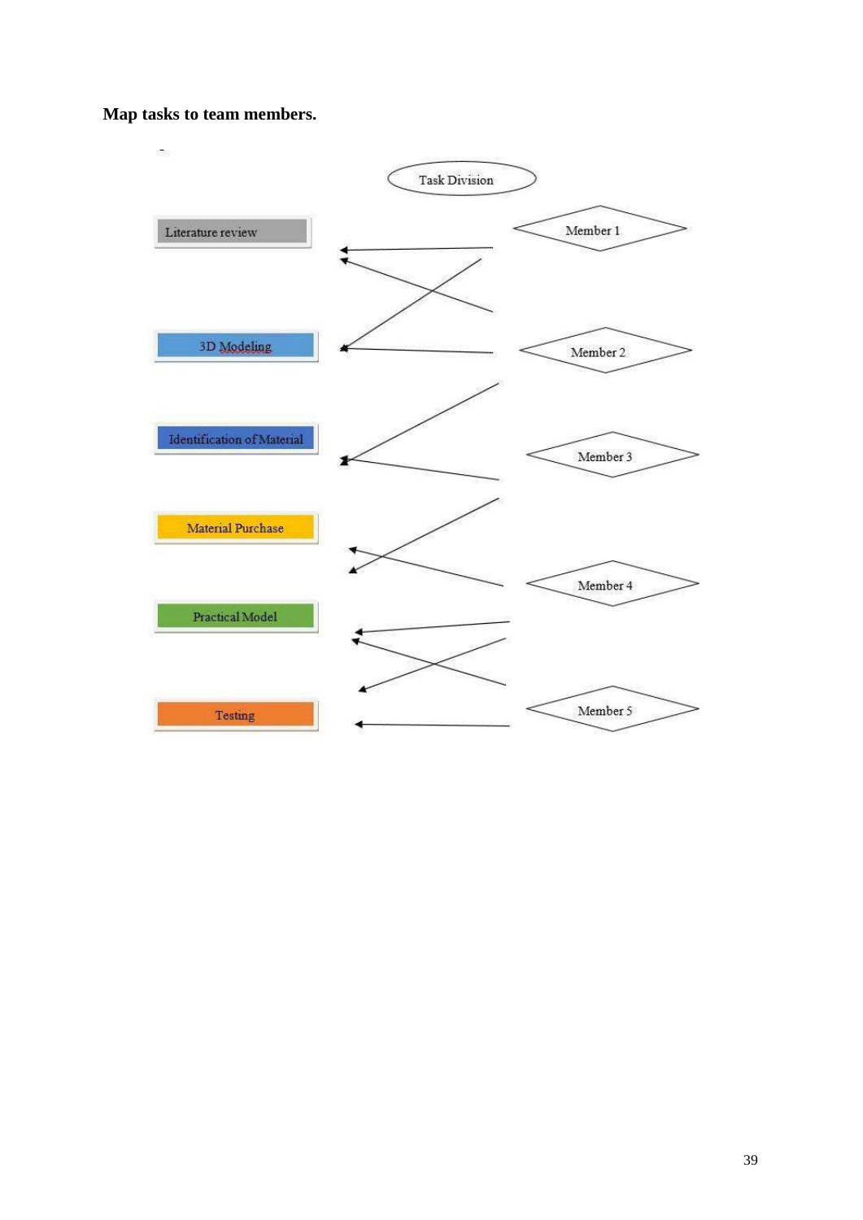**Map tasks to team members.**

Task Division

Literature review

Member 1

3D Modeling

Member 2

Identification of Material

Member 3

Material Purchase

Member 4

Practical Model

Testing

Member 5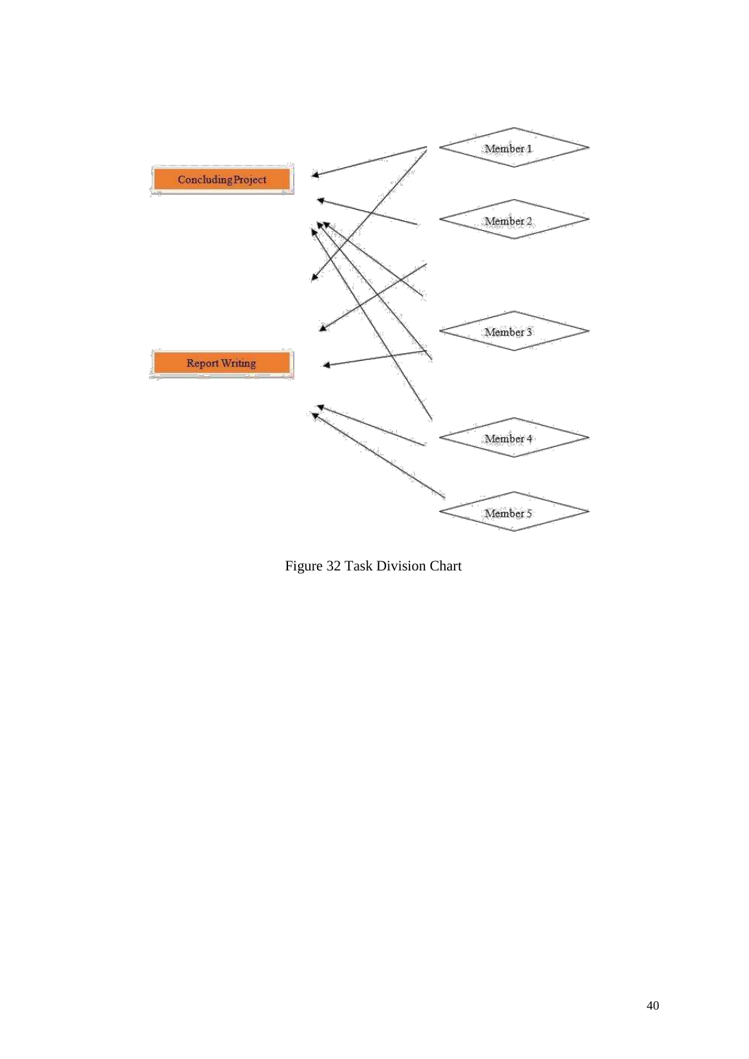Concluding Project

Report Writing

Member 1

Member 2

Member 3

Member 4

Member 5

Figure 32 Task Division Chart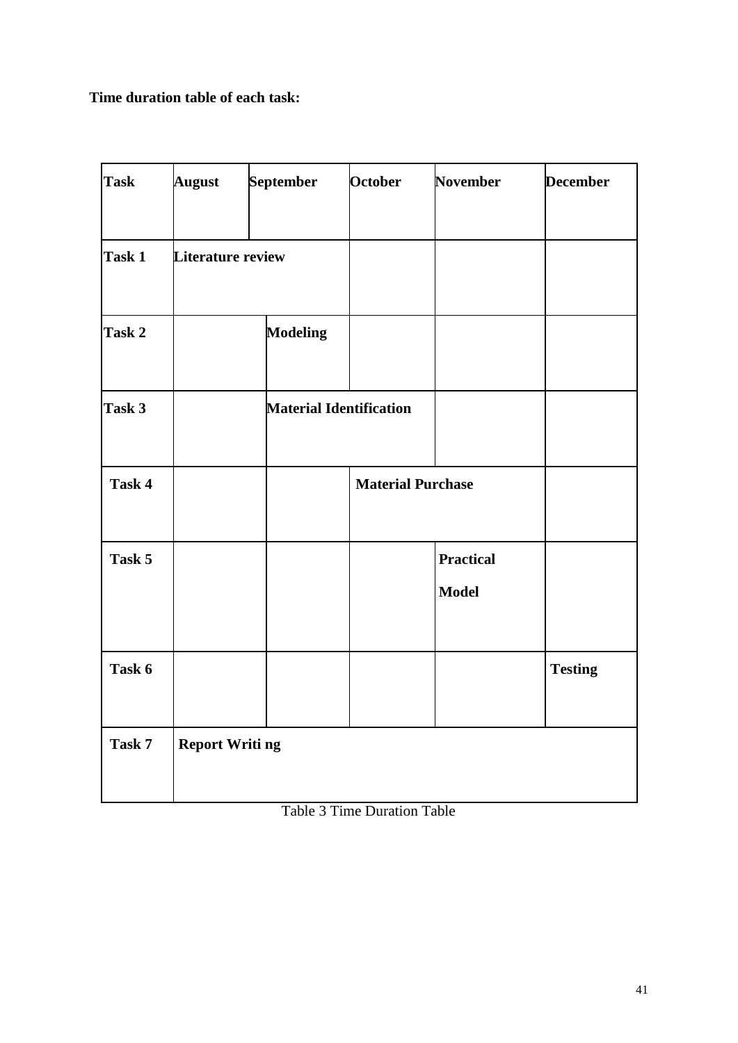**Time duration table of each task:**

| Task | August | September | October | November | December |
|---|---|---|---|---|---|
| Task 1 | Literature review | | | | |
| Task 2 | | Modeling | | | |
| Task 3 | | Material Identification | | | |
| Task 4 | | | Material Purchase | | |
| Task 5 | | | | Practical Model | |
| Task 6 | | | | | Testing |
| Task 7 | Report Writi ng | | | | |

Table 3 Time Duration Table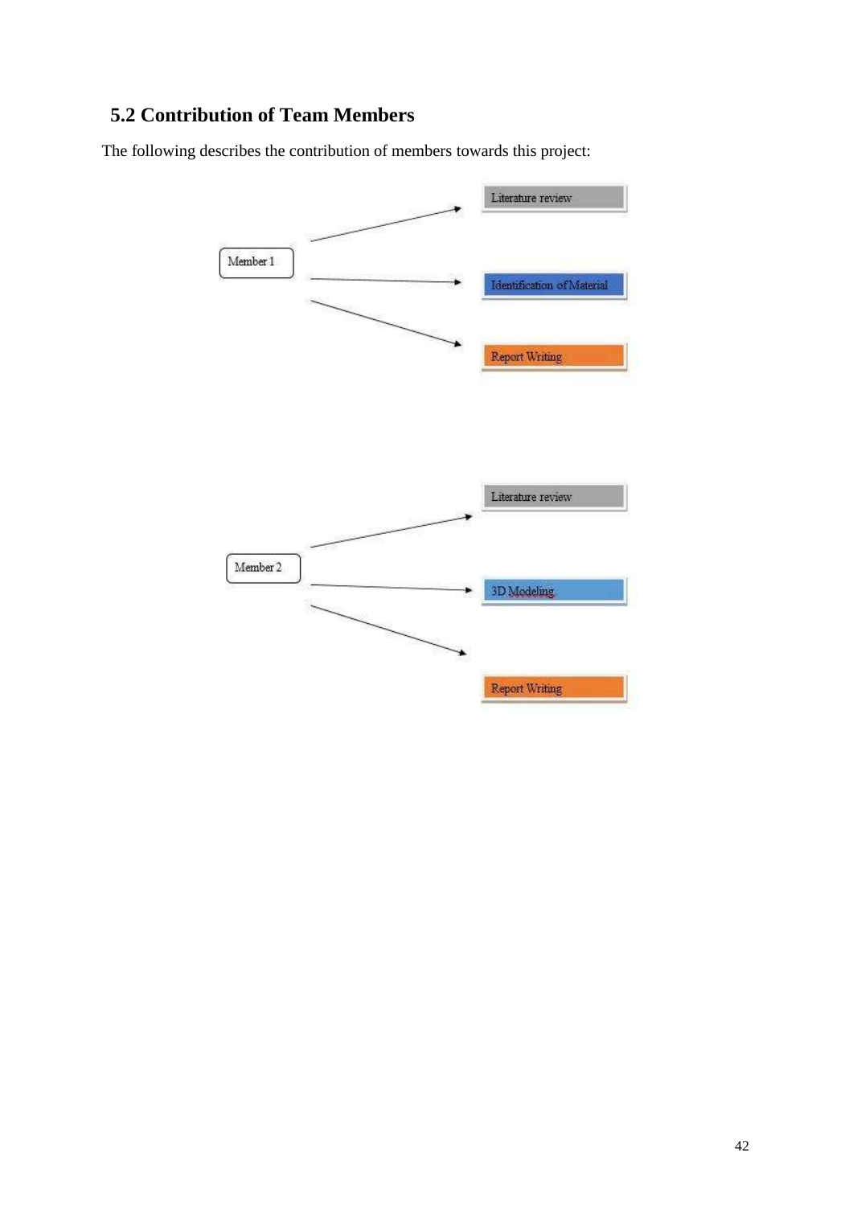## 5.2 Contribution of Team Members

The following describes the contribution of members towards this project:

Member 1

- Literature review
- Identification of Material
- Report Writing

Member 2

- Literature review
- 3D Modeling
- Report Writing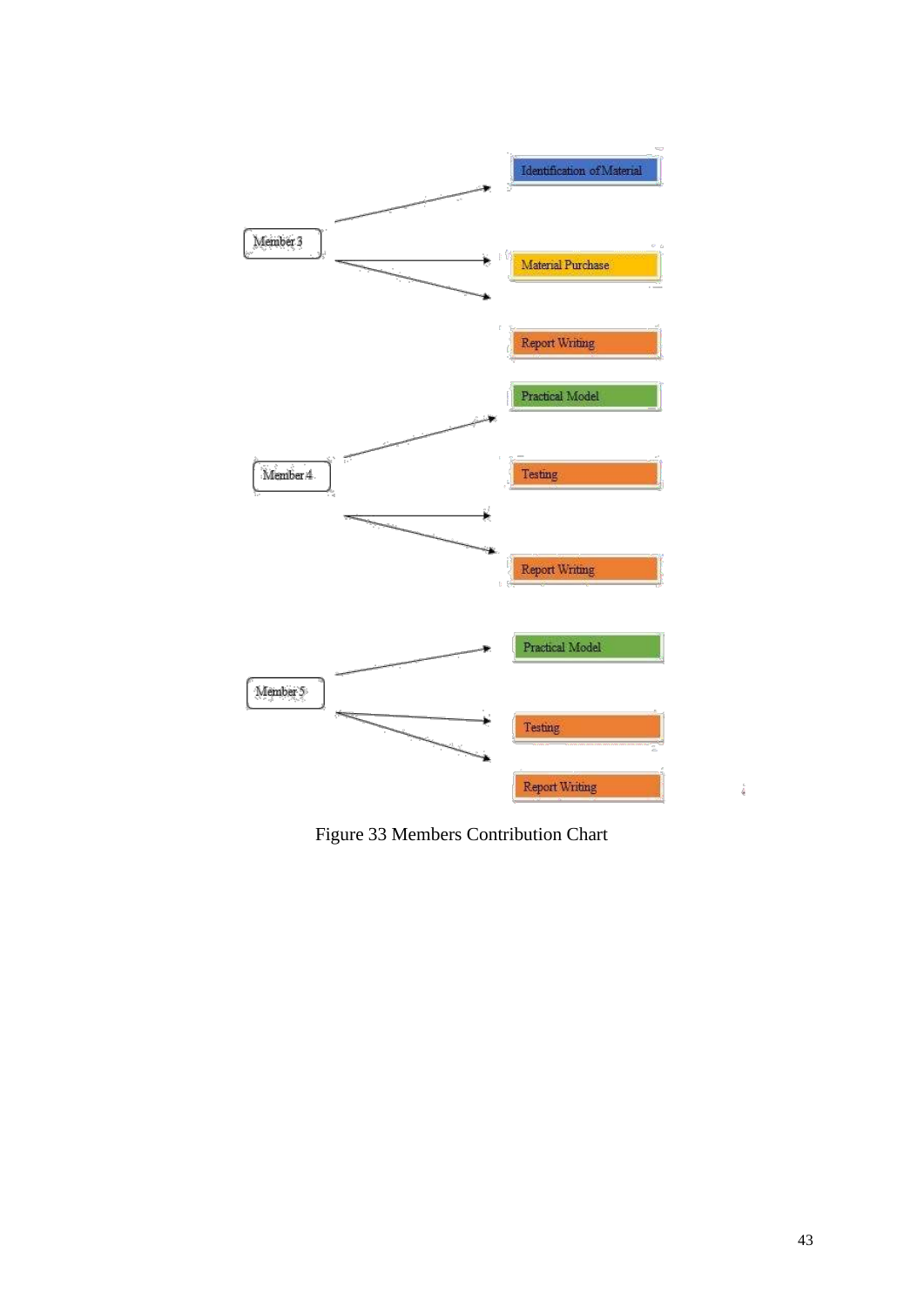Member 3

Identification of Material

Material Purchase

Report Writing

Practical Model

Member 4

Testing

Report Writing

Practical Model

Member 5

Testing

Report Writing

Figure 33 Members Contribution Chart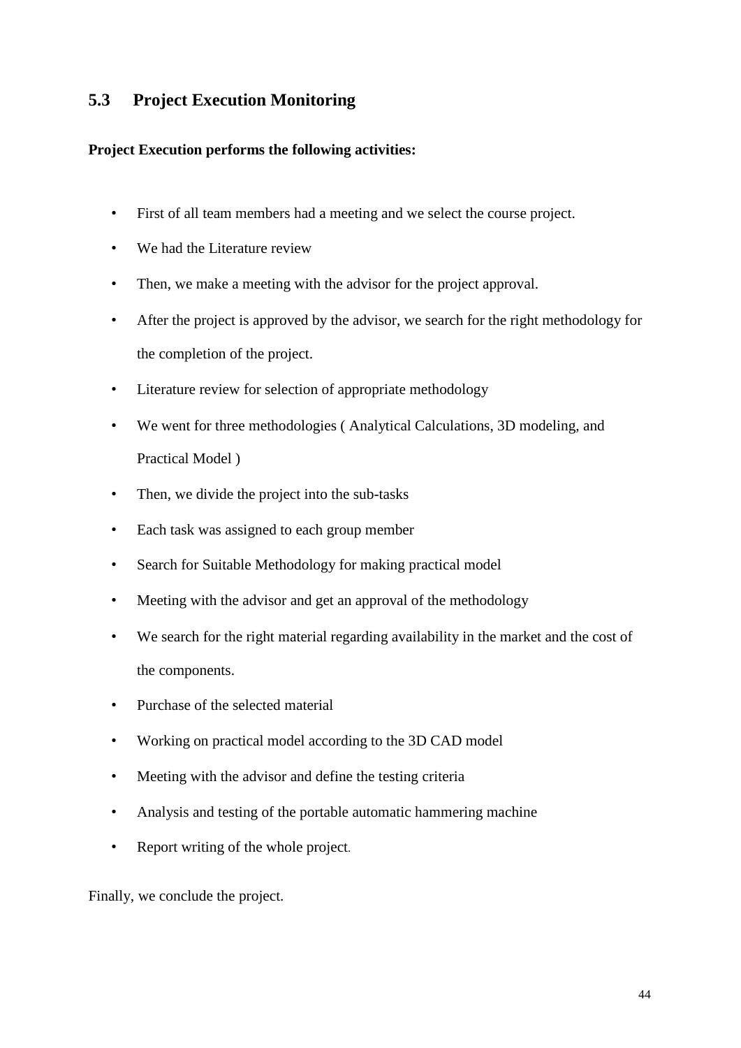## 5.3 Project Execution Monitoring

**Project Execution performs the following activities:**

- First of all team members had a meeting and we select the course project.
- We had the Literature review
- Then, we make a meeting with the advisor for the project approval.
- After the project is approved by the advisor, we search for the right methodology for the completion of the project.
- Literature review for selection of appropriate methodology
- We went for three methodologies ( Analytical Calculations, 3D modeling, and Practical Model )
- Then, we divide the project into the sub-tasks
- Each task was assigned to each group member
- Search for Suitable Methodology for making practical model
- Meeting with the advisor and get an approval of the methodology
- We search for the right material regarding availability in the market and the cost of the components.
- Purchase of the selected material
- Working on practical model according to the 3D CAD model
- Meeting with the advisor and define the testing criteria
- Analysis and testing of the portable automatic hammering machine
- Report writing of the whole project.

Finally, we conclude the project.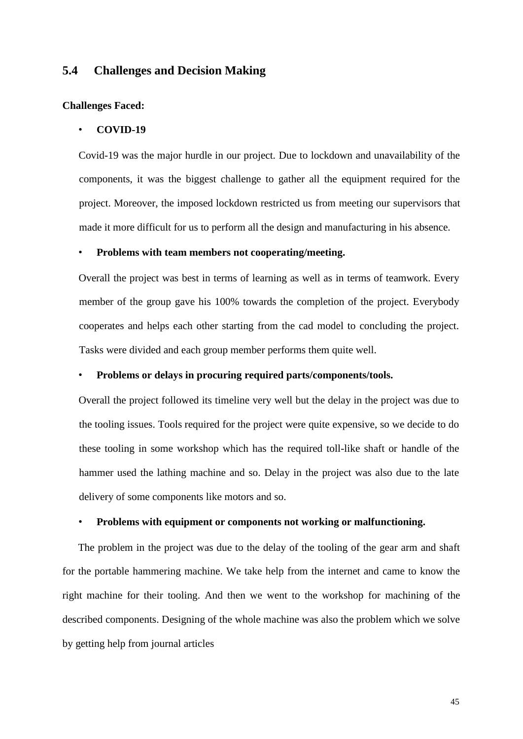## 5.4 Challenges and Decision Making

**Challenges Faced:**

- **COVID-19**

Covid-19 was the major hurdle in our project. Due to lockdown and unavailability of the components, it was the biggest challenge to gather all the equipment required for the project. Moreover, the imposed lockdown restricted us from meeting our supervisors that made it more difficult for us to perform all the design and manufacturing in his absence.

- **Problems with team members not cooperating/meeting.**

Overall the project was best in terms of learning as well as in terms of teamwork. Every member of the group gave his 100% towards the completion of the project. Everybody cooperates and helps each other starting from the cad model to concluding the project. Tasks were divided and each group member performs them quite well.

- **Problems or delays in procuring required parts/components/tools.**

Overall the project followed its timeline very well but the delay in the project was due to the tooling issues. Tools required for the project were quite expensive, so we decide to do these tooling in some workshop which has the required toll-like shaft or handle of the hammer used the lathing machine and so. Delay in the project was also due to the late delivery of some components like motors and so.

- **Problems with equipment or components not working or malfunctioning.**

The problem in the project was due to the delay of the tooling of the gear arm and shaft for the portable hammering machine. We take help from the internet and came to know the right machine for their tooling. And then we went to the workshop for machining of the described components. Designing of the whole machine was also the problem which we solve by getting help from journal articles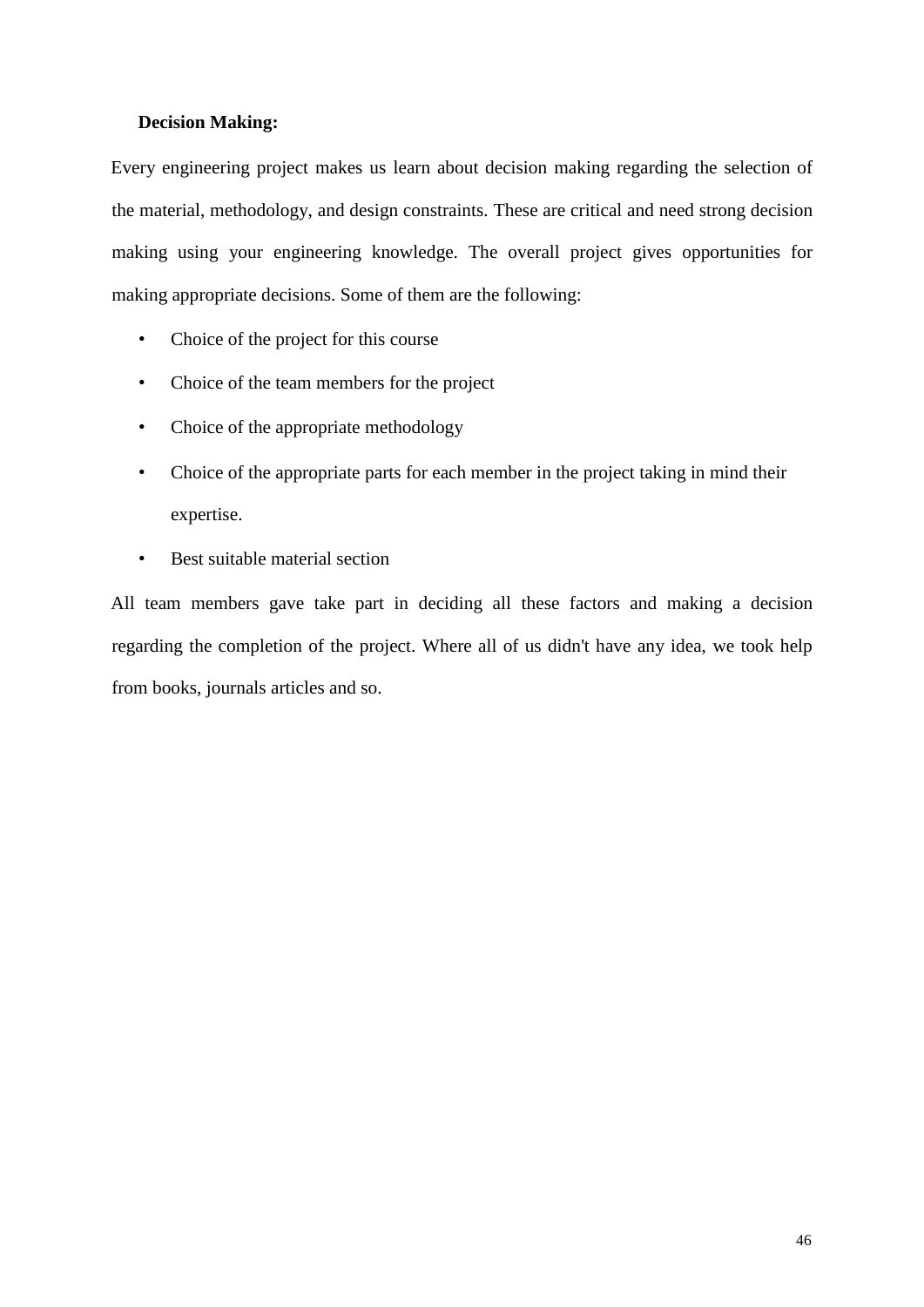**Decision Making:**

Every engineering project makes us learn about decision making regarding the selection of the material, methodology, and design constraints. These are critical and need strong decision making using your engineering knowledge. The overall project gives opportunities for making appropriate decisions. Some of them are the following:

- Choice of the project for this course
- Choice of the team members for the project
- Choice of the appropriate methodology
- Choice of the appropriate parts for each member in the project taking in mind their expertise.
- Best suitable material section

All team members gave take part in deciding all these factors and making a decision regarding the completion of the project. Where all of us didn't have any idea, we took help from books, journals articles and so.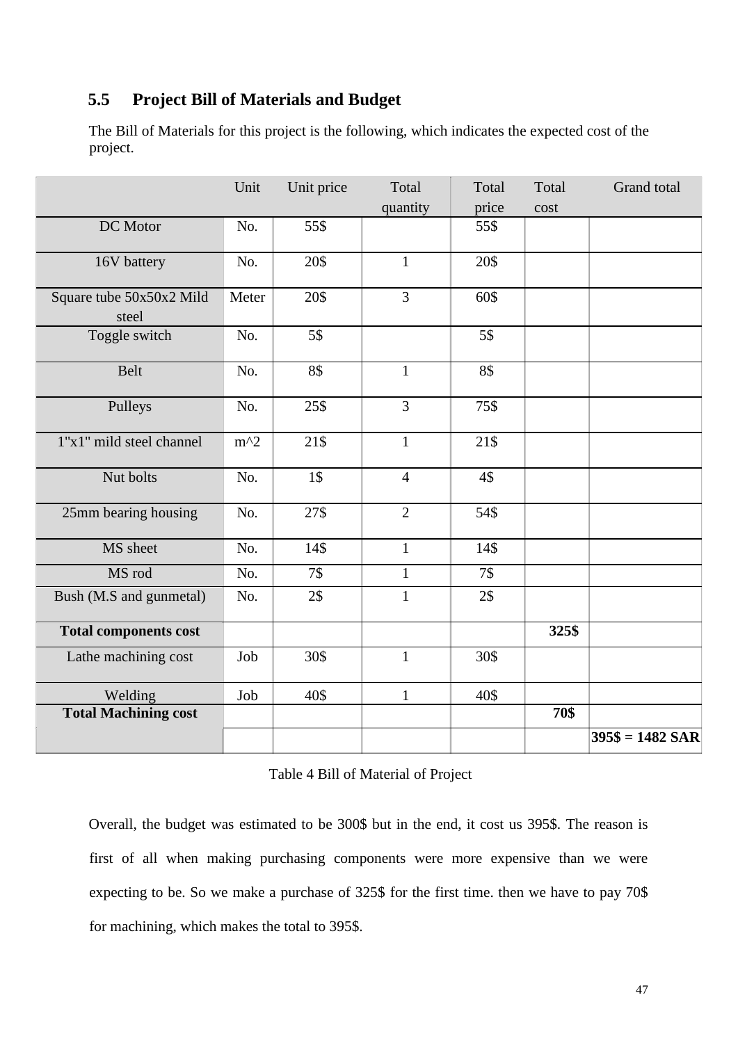## 5.5 Project Bill of Materials and Budget

The Bill of Materials for this project is the following, which indicates the expected cost of the project.

| | Unit | Unit price | Total quantity | Total price | Total cost | Grand total |
|---|---|---|---|---|---|---|
| DC Motor | No. | 55$ | | 55$ | | |
| 16V battery | No. | 20$ | 1 | 20$ | | |
| Square tube 50x50x2 Mild steel | Meter | 20$ | 3 | 60$ | | |
| Toggle switch | No. | 5$ | | 5$ | | |
| Belt | No. | 8$ | 1 | 8$ | | |
| Pulleys | No. | 25$ | 3 | 75$ | | |
| 1"x1" mild steel channel | m^2 | 21$ | 1 | 21$ | | |
| Nut bolts | No. | 1$ | 4 | 4$ | | |
| 25mm bearing housing | No. | 27$ | 2 | 54$ | | |
| MS sheet | No. | 14$ | 1 | 14$ | | |
| MS rod | No. | 7$ | 1 | 7$ | | |
| Bush (M.S and gunmetal) | No. | 2$ | 1 | 2$ | | |
| **Total components cost** | | | | | **325$** | |
| Lathe machining cost | Job | 30$ | 1 | 30$ | | |
| Welding | Job | 40$ | 1 | 40$ | | |
| **Total Machining cost** | | | | | **70$** | |
| | | | | | | **395$ = 1482 SAR** |

Table 4 Bill of Material of Project

Overall, the budget was estimated to be 300$ but in the end, it cost us 395$. The reason is first of all when making purchasing components were more expensive than we were expecting to be. So we make a purchase of 325$ for the first time. then we have to pay 70$ for machining, which makes the total to 395$.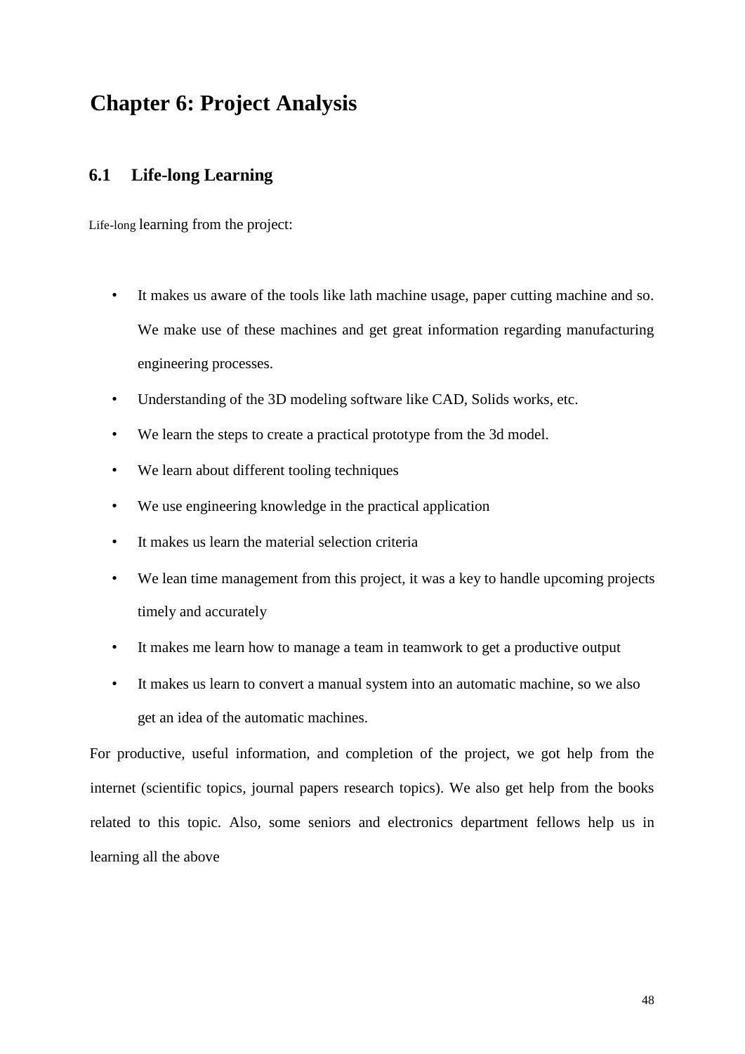# Chapter 6: Project Analysis

## 6.1 Life-long Learning

Life-long learning from the project:

- It makes us aware of the tools like lath machine usage, paper cutting machine and so. We make use of these machines and get great information regarding manufacturing engineering processes.
- Understanding of the 3D modeling software like CAD, Solids works, etc.
- We learn the steps to create a practical prototype from the 3d model.
- We learn about different tooling techniques
- We use engineering knowledge in the practical application
- It makes us learn the material selection criteria
- We lean time management from this project, it was a key to handle upcoming projects timely and accurately
- It makes me learn how to manage a team in teamwork to get a productive output
- It makes us learn to convert a manual system into an automatic machine, so we also get an idea of the automatic machines.

For productive, useful information, and completion of the project, we got help from the internet (scientific topics, journal papers research topics). We also get help from the books related to this topic. Also, some seniors and electronics department fellows help us in learning all the above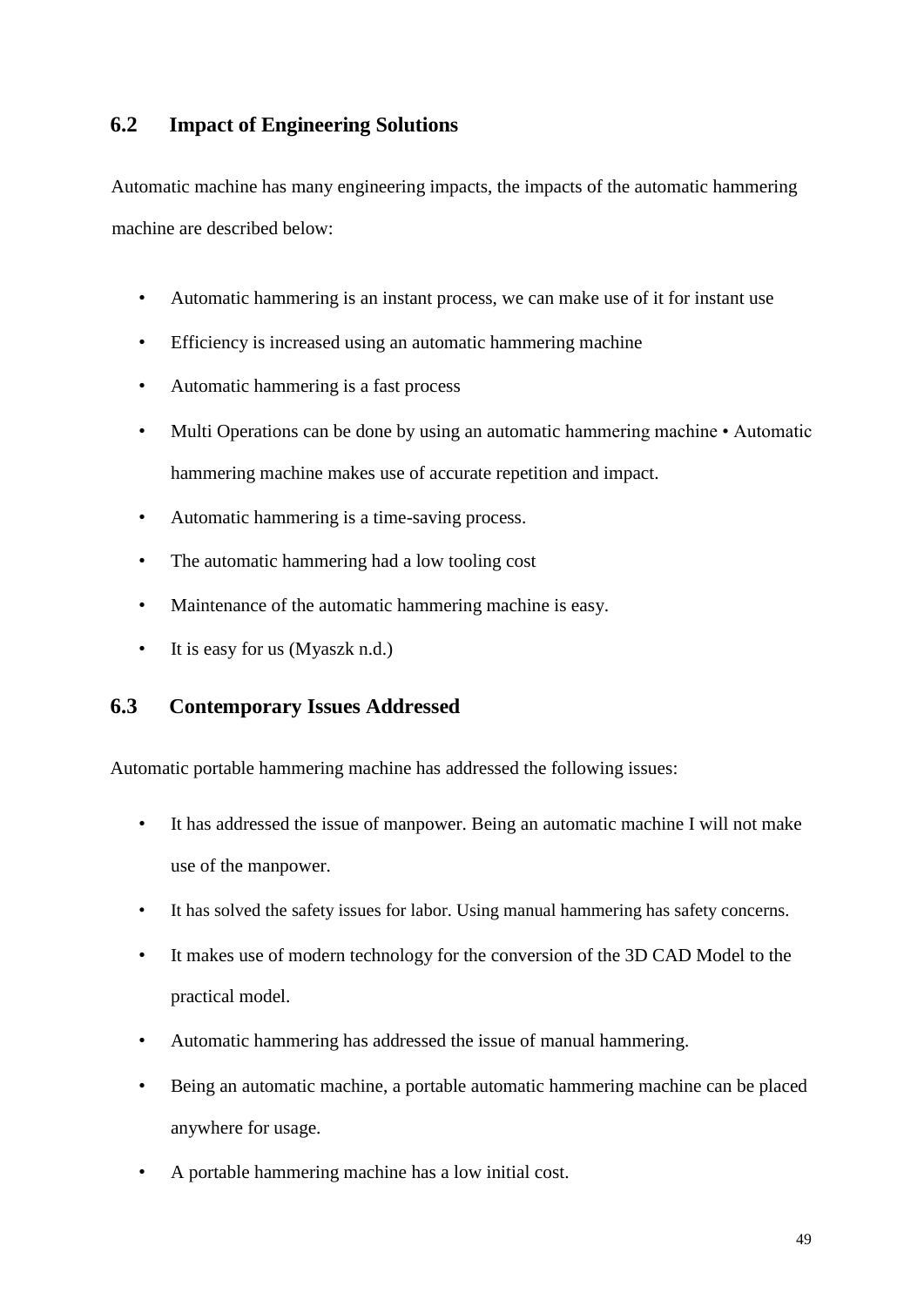## 6.2 Impact of Engineering Solutions

Automatic machine has many engineering impacts, the impacts of the automatic hammering machine are described below:

- Automatic hammering is an instant process, we can make use of it for instant use
- Efficiency is increased using an automatic hammering machine
- Automatic hammering is a fast process
- Multi Operations can be done by using an automatic hammering machine • Automatic hammering machine makes use of accurate repetition and impact.
- Automatic hammering is a time-saving process.
- The automatic hammering had a low tooling cost
- Maintenance of the automatic hammering machine is easy.
- It is easy for us (Myaszk n.d.)

## 6.3 Contemporary Issues Addressed

Automatic portable hammering machine has addressed the following issues:

- It has addressed the issue of manpower. Being an automatic machine I will not make use of the manpower.
- It has solved the safety issues for labor. Using manual hammering has safety concerns.
- It makes use of modern technology for the conversion of the 3D CAD Model to the practical model.
- Automatic hammering has addressed the issue of manual hammering.
- Being an automatic machine, a portable automatic hammering machine can be placed anywhere for usage.
- A portable hammering machine has a low initial cost.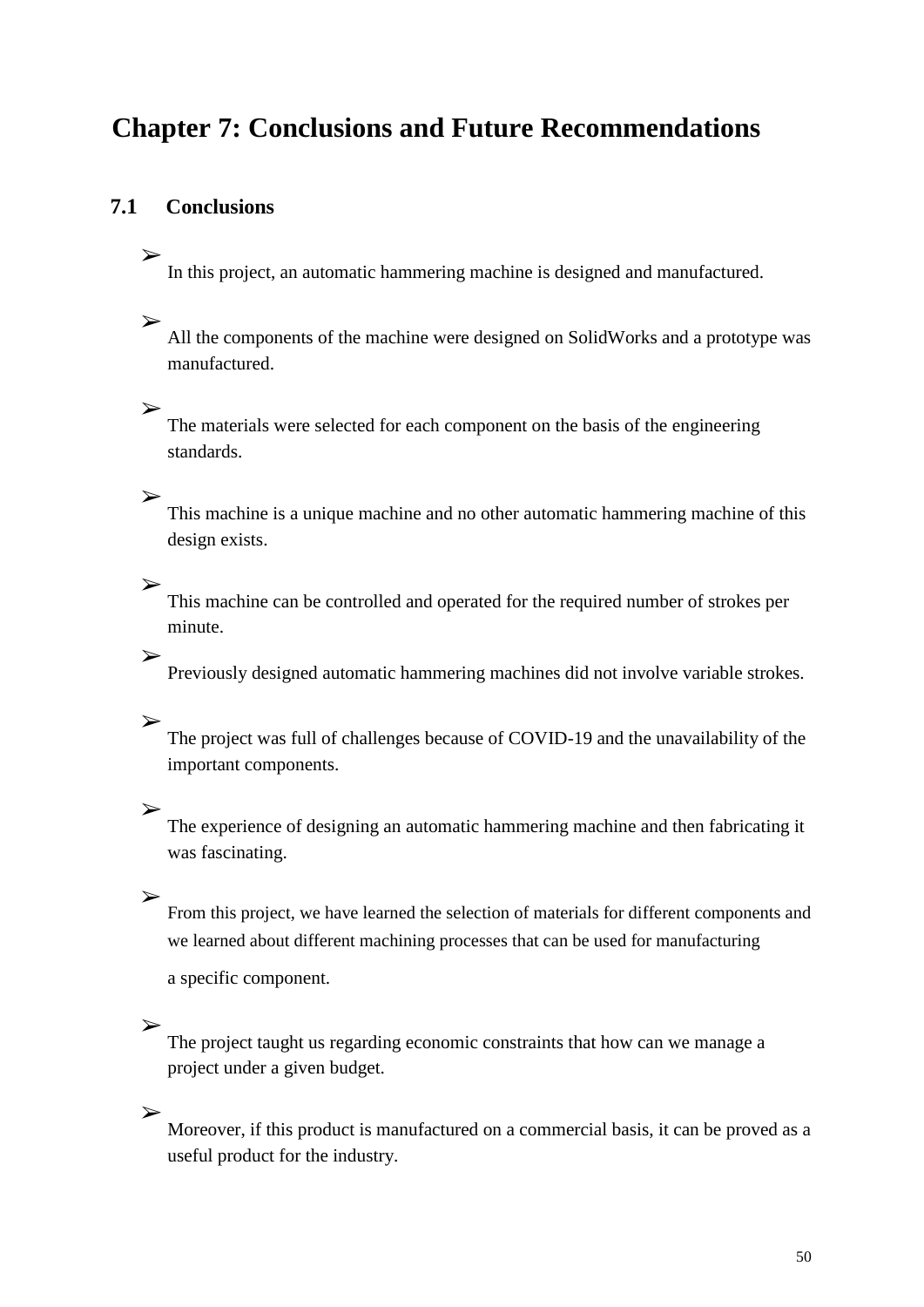# Chapter 7: Conclusions and Future Recommendations

## 7.1 Conclusions

- In this project, an automatic hammering machine is designed and manufactured.
- All the components of the machine were designed on SolidWorks and a prototype was manufactured.
- The materials were selected for each component on the basis of the engineering standards.
- This machine is a unique machine and no other automatic hammering machine of this design exists.
- This machine can be controlled and operated for the required number of strokes per minute.
- Previously designed automatic hammering machines did not involve variable strokes.
- The project was full of challenges because of COVID-19 and the unavailability of the important components.
- The experience of designing an automatic hammering machine and then fabricating it was fascinating.
- From this project, we have learned the selection of materials for different components and we learned about different machining processes that can be used for manufacturing a specific component.
- The project taught us regarding economic constraints that how can we manage a project under a given budget.
- Moreover, if this product is manufactured on a commercial basis, it can be proved as a useful product for the industry.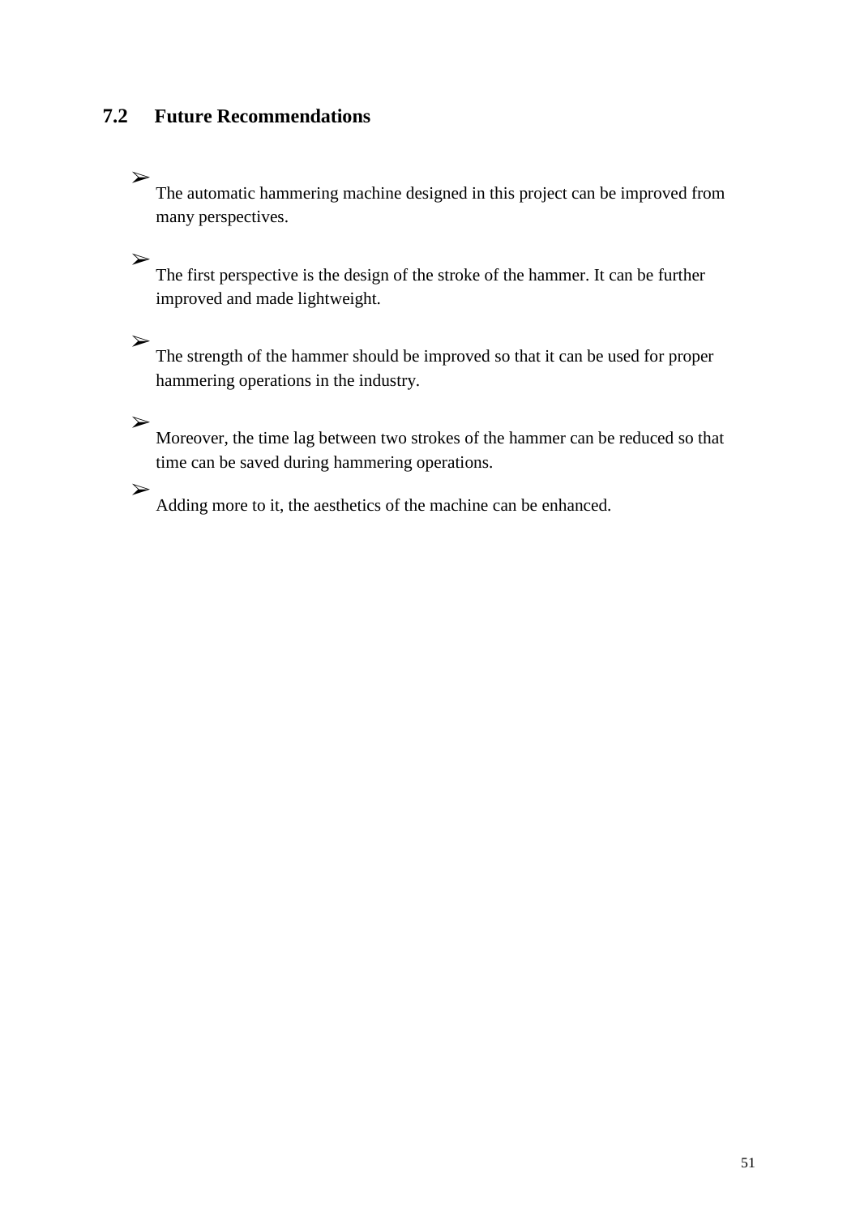## 7.2 Future Recommendations

- The automatic hammering machine designed in this project can be improved from many perspectives.
- The first perspective is the design of the stroke of the hammer. It can be further improved and made lightweight.
- The strength of the hammer should be improved so that it can be used for proper hammering operations in the industry.
- Moreover, the time lag between two strokes of the hammer can be reduced so that time can be saved during hammering operations.
- Adding more to it, the aesthetics of the machine can be enhanced.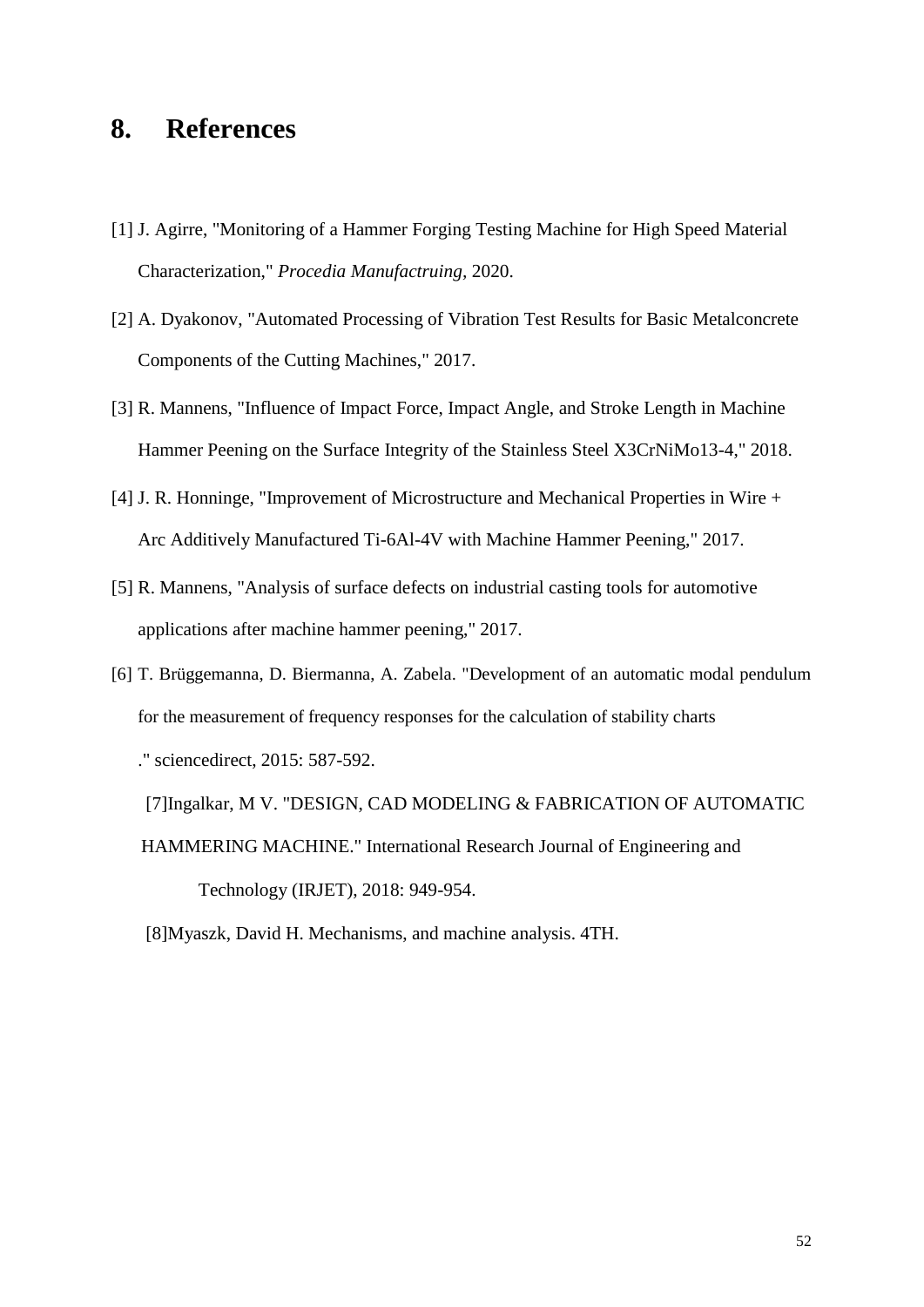# 8. References

[1] J. Agirre, "Monitoring of a Hammer Forging Testing Machine for High Speed Material Characterization," *Procedia Manufactruing*, 2020.

[2] A. Dyakonov, "Automated Processing of Vibration Test Results for Basic Metalconcrete Components of the Cutting Machines," 2017.

[3] R. Mannens, "Influence of Impact Force, Impact Angle, and Stroke Length in Machine Hammer Peening on the Surface Integrity of the Stainless Steel X3CrNiMo13-4," 2018.

[4] J. R. Honninge, "Improvement of Microstructure and Mechanical Properties in Wire + Arc Additively Manufactured Ti-6Al-4V with Machine Hammer Peening," 2017.

[5] R. Mannens, "Analysis of surface defects on industrial casting tools for automotive applications after machine hammer peening," 2017.

[6] T. Brüggemanna, D. Biermanna, A. Zabela. "Development of an automatic modal pendulum for the measurement of frequency responses for the calculation of stability charts ." sciencedirect, 2015: 587-592.

[7]Ingalkar, M V. "DESIGN, CAD MODELING & FABRICATION OF AUTOMATIC HAMMERING MACHINE." International Research Journal of Engineering and Technology (IRJET), 2018: 949-954.

[8]Myaszk, David H. Mechanisms, and machine analysis. 4TH.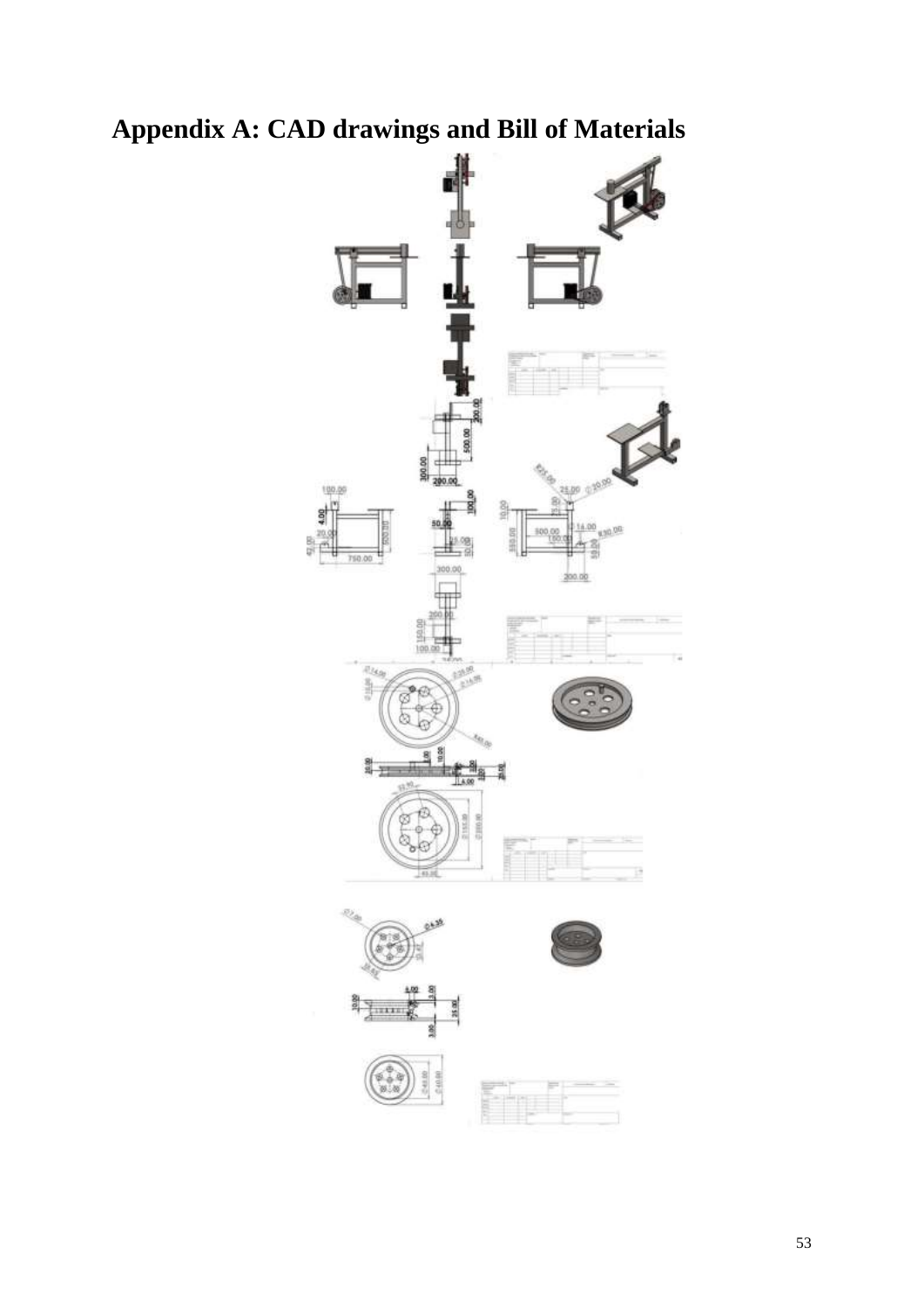# Appendix A: CAD drawings and Bill of Materials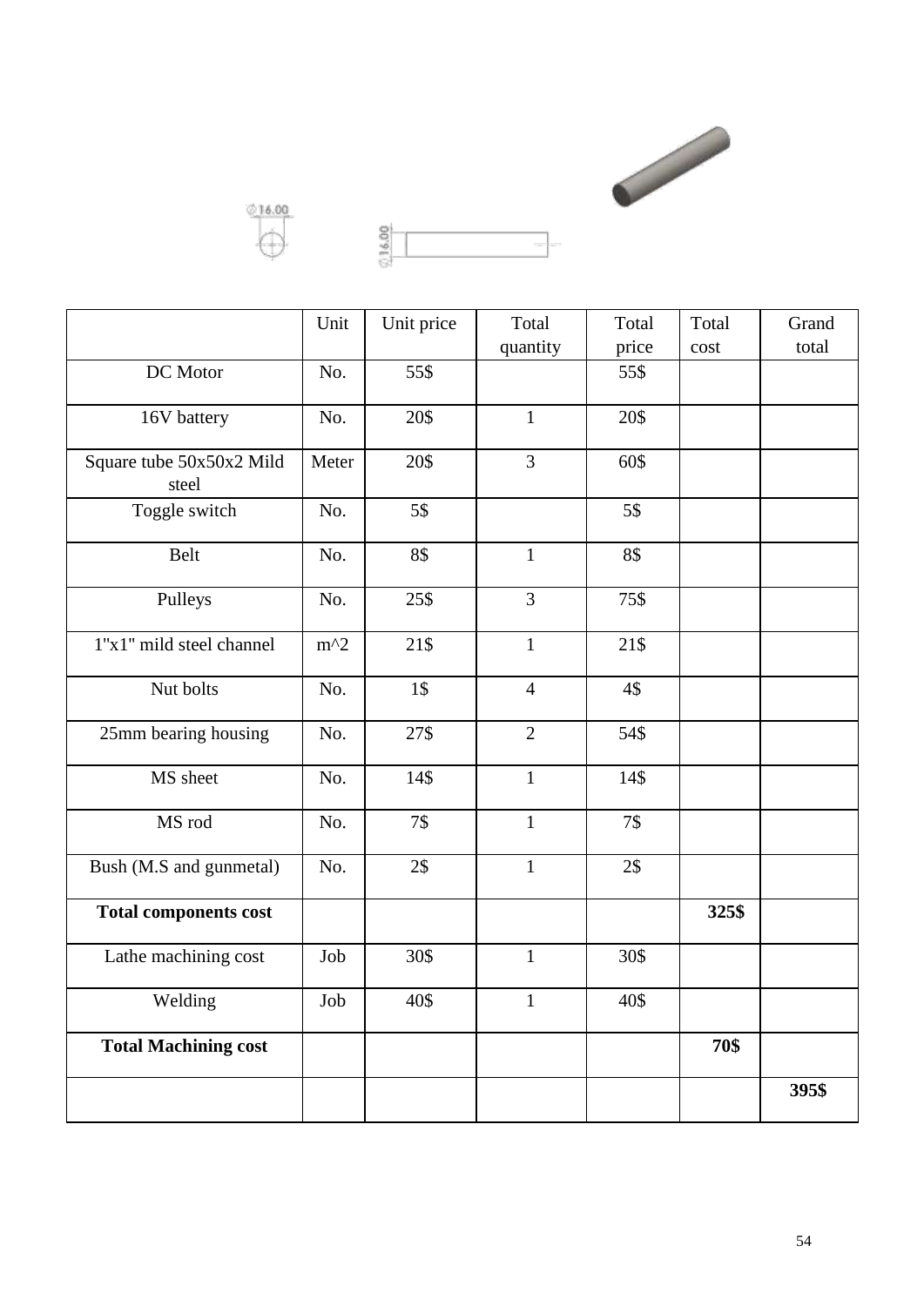| | Unit | Unit price | Total quantity | Total price | Total cost | Grand total |
|---|---|---|---|---|---|---|
| DC Motor | No. | 55$ | | 55$ | | |
| 16V battery | No. | 20$ | 1 | 20$ | | |
| Square tube 50x50x2 Mild steel | Meter | 20$ | 3 | 60$ | | |
| Toggle switch | No. | 5$ | | 5$ | | |
| Belt | No. | 8$ | 1 | 8$ | | |
| Pulleys | No. | 25$ | 3 | 75$ | | |
| 1"x1" mild steel channel | m^2 | 21$ | 1 | 21$ | | |
| Nut bolts | No. | 1$ | 4 | 4$ | | |
| 25mm bearing housing | No. | 27$ | 2 | 54$ | | |
| MS sheet | No. | 14$ | 1 | 14$ | | |
| MS rod | No. | 7$ | 1 | 7$ | | |
| Bush (M.S and gunmetal) | No. | 2$ | 1 | 2$ | | |
| **Total components cost** | | | | | **325$** | |
| Lathe machining cost | Job | 30$ | 1 | 30$ | | |
| Welding | Job | 40$ | 1 | 40$ | | |
| **Total Machining cost** | | | | | **70$** | |
| | | | | | | **395$** |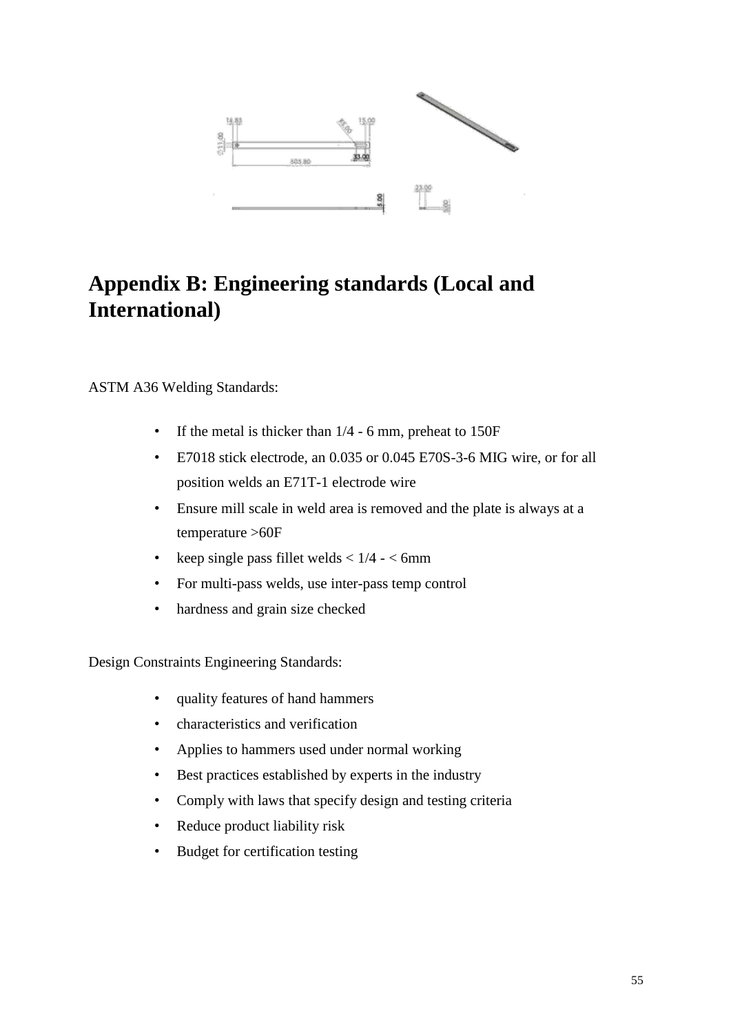16.83

15.00

R5.00

Ø11.00

33.00

503.80

5.00

23.00

5.00

# Appendix B: Engineering standards (Local and International)

ASTM A36 Welding Standards:

- If the metal is thicker than 1/4 - 6 mm, preheat to 150F
- E7018 stick electrode, an 0.035 or 0.045 E70S-3-6 MIG wire, or for all position welds an E71T-1 electrode wire
- Ensure mill scale in weld area is removed and the plate is always at a temperature >60F
- keep single pass fillet welds < 1/4 - < 6mm
- For multi-pass welds, use inter-pass temp control
- hardness and grain size checked

Design Constraints Engineering Standards:

- quality features of hand hammers
- characteristics and verification
- Applies to hammers used under normal working
- Best practices established by experts in the industry
- Comply with laws that specify design and testing criteria
- Reduce product liability risk
- Budget for certification testing